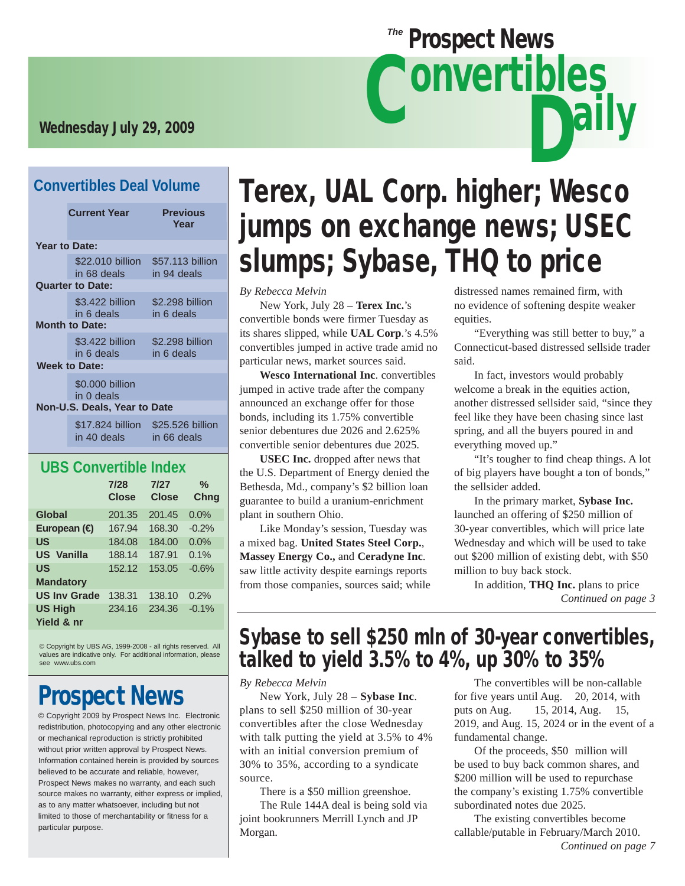# The Prospect News Convertibles Daily

Wednesday July 29, 2009

## Convertibles Deal Volume

| | Current Year | Previous Year |
|---|---|---|
| **Year to Date:** | | |
| | \$22.010 billion in 68 deals | \$57.113 billion in 94 deals |
| **Quarter to Date:** | | |
| | \$3.422 billion in 6 deals | \$2.298 billion in 6 deals |
| **Month to Date:** | | |
| | \$3.422 billion in 6 deals | \$2.298 billion in 6 deals |
| **Week to Date:** | | |
| | \$0.000 billion in 0 deals | |
| **Non-U.S. Deals, Year to Date** | | |
| | \$17.824 billion in 40 deals | \$25.526 billion in 66 deals |

## UBS Convertible Index

| | 7/28 Close | 7/27 Close | % Chng |
|---|---|---|---|
| Global | 201.35 | 201.45 | 0.0% |
| European (€) | 167.94 | 168.30 | -0.2% |
| US | 184.08 | 184.00 | 0.0% |
| US Vanilla | 188.14 | 187.91 | 0.1% |
| US Mandatory | 152.12 | 153.05 | -0.6% |
| US Inv Grade | 138.31 | 138.10 | 0.2% |
| US High Yield & nr | 234.16 | 234.36 | -0.1% |

© Copyright by UBS AG, 1999-2008 - all rights reserved. All values are indicative only. For additional information, please see www.ubs.com

**Prospect News**

© Copyright 2009 by Prospect News Inc. Electronic redistribution, photocopying and any other electronic or mechanical reproduction is strictly prohibited without prior written approval by Prospect News. Information contained herein is provided by sources believed to be accurate and reliable, however, Prospect News makes no warranty, and each such source makes no warranty, either express or implied, as to any matter whatsoever, including but not limited to those of merchantability or fitness for a particular purpose.

# Terex, UAL Corp. higher; Wesco jumps on exchange news; USEC slumps; Sybase, THQ to price

*By Rebecca Melvin*

New York, July 28 – **Terex Inc.**'s convertible bonds were firmer Tuesday as its shares slipped, while **UAL Corp**.'s 4.5% convertibles jumped in active trade amid no particular news, market sources said.

**Wesco International Inc**. convertibles jumped in active trade after the company announced an exchange offer for those bonds, including its 1.75% convertible senior debentures due 2026 and 2.625% convertible senior debentures due 2025.

**USEC Inc.** dropped after news that the U.S. Department of Energy denied the Bethesda, Md., company's \$2 billion loan guarantee to build a uranium-enrichment plant in southern Ohio.

Like Monday's session, Tuesday was a mixed bag. **United States Steel Corp.**, **Massey Energy Co.,** and **Ceradyne Inc**. saw little activity despite earnings reports from those companies, sources said; while distressed names remained firm, with no evidence of softening despite weaker equities.

"Everything was still better to buy," a Connecticut-based distressed sellside trader said.

In fact, investors would probably welcome a break in the equities action, another distressed sellsider said, "since they feel like they have been chasing since last spring, and all the buyers poured in and everything moved up."

"It's tougher to find cheap things. A lot of big players have bought a ton of bonds," the sellsider added.

In the primary market, **Sybase Inc.** launched an offering of \$250 million of 30-year convertibles, which will price late Wednesday and which will be used to take out \$200 million of existing debt, with \$50 million to buy back stock.

In addition, **THQ Inc.** plans to price

*Continued on page 3*

# Sybase to sell \$250 mln of 30-year convertibles, talked to yield 3.5% to 4%, up 30% to 35%

*By Rebecca Melvin*

New York, July 28 – **Sybase Inc**. plans to sell \$250 million of 30-year convertibles after the close Wednesday with talk putting the yield at 3.5% to 4% with an initial conversion premium of 30% to 35%, according to a syndicate source.

There is a \$50 million greenshoe.

The Rule 144A deal is being sold via joint bookrunners Merrill Lynch and JP Morgan.

The convertibles will be non-callable for five years until Aug. 20, 2014, with puts on Aug. 15, 2014, Aug. 15, 2019, and Aug. 15, 2024 or in the event of a fundamental change.

Of the proceeds, \$50 million will be used to buy back common shares, and \$200 million will be used to repurchase the company's existing 1.75% convertible subordinated notes due 2025.

The existing convertibles become callable/putable in February/March 2010.

*Continued on page 7*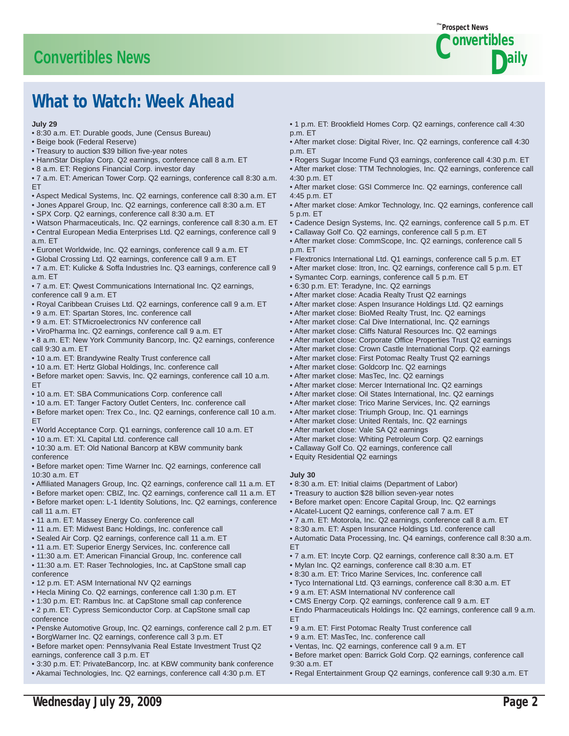# What to Watch: Week Ahead

**July 29**

- 8:30 a.m. ET: Durable goods, June (Census Bureau)
- Beige book (Federal Reserve)
- Treasury to auction $39 billion five-year notes
- HannStar Display Corp. Q2 earnings, conference call 8 a.m. ET
- 8 a.m. ET: Regions Financial Corp. investor day
- 7 a.m. ET: American Tower Corp. Q2 earnings, conference call 8:30 a.m. ET
- Aspect Medical Systems, Inc. Q2 earnings, conference call 8:30 a.m. ET
- Jones Apparel Group, Inc. Q2 earnings, conference call 8:30 a.m. ET
- SPX Corp. Q2 earnings, conference call 8:30 a.m. ET
- Watson Pharmaceuticals, Inc. Q2 earnings, conference call 8:30 a.m. ET
- Central European Media Enterprises Ltd. Q2 earnings, conference call 9 a.m. ET
- Euronet Worldwide, Inc. Q2 earnings, conference call 9 a.m. ET
- Global Crossing Ltd. Q2 earnings, conference call 9 a.m. ET
- 7 a.m. ET: Kulicke & Soffa Industries Inc. Q3 earnings, conference call 9 a.m. ET
- 7 a.m. ET: Qwest Communications International Inc. Q2 earnings, conference call 9 a.m. ET
- Royal Caribbean Cruises Ltd. Q2 earnings, conference call 9 a.m. ET
- 9 a.m. ET: Spartan Stores, Inc. conference call
- 9 a.m. ET: STMicroelectronics NV conference call
- ViroPharma Inc. Q2 earnings, conference call 9 a.m. ET
- 8 a.m. ET: New York Community Bancorp, Inc. Q2 earnings, conference call 9:30 a.m. ET
- 10 a.m. ET: Brandywine Realty Trust conference call
- 10 a.m. ET: Hertz Global Holdings, Inc. conference call
- Before market open: Savvis, Inc. Q2 earnings, conference call 10 a.m. ET
- 10 a.m. ET: SBA Communications Corp. conference call
- 10 a.m. ET: Tanger Factory Outlet Centers, Inc. conference call
- Before market open: Trex Co., Inc. Q2 earnings, conference call 10 a.m. ET
- World Acceptance Corp. Q1 earnings, conference call 10 a.m. ET
- 10 a.m. ET: XL Capital Ltd. conference call
- 10:30 a.m. ET: Old National Bancorp at KBW community bank conference
- Before market open: Time Warner Inc. Q2 earnings, conference call 10:30 a.m. ET
- Affiliated Managers Group, Inc. Q2 earnings, conference call 11 a.m. ET
- Before market open: CBIZ, Inc. Q2 earnings, conference call 11 a.m. ET
- Before market open: L-1 Identity Solutions, Inc. Q2 earnings, conference call 11 a.m. ET
- 11 a.m. ET: Massey Energy Co. conference call
- 11 a.m. ET: Midwest Banc Holdings, Inc. conference call
- Sealed Air Corp. Q2 earnings, conference call 11 a.m. ET
- 11 a.m. ET: Superior Energy Services, Inc. conference call
- 11:30 a.m. ET: American Financial Group, Inc. conference call
- 11:30 a.m. ET: Raser Technologies, Inc. at CapStone small cap conference
- 12 p.m. ET: ASM International NV Q2 earnings
- Hecla Mining Co. Q2 earnings, conference call 1:30 p.m. ET
- 1:30 p.m. ET: Rambus Inc. at CapStone small cap conference
- 2 p.m. ET: Cypress Semiconductor Corp. at CapStone small cap conference
- Penske Automotive Group, Inc. Q2 earnings, conference call 2 p.m. ET
- BorgWarner Inc. Q2 earnings, conference call 3 p.m. ET
- Before market open: Pennsylvania Real Estate Investment Trust Q2 earnings, conference call 3 p.m. ET
- 3:30 p.m. ET: PrivateBancorp, Inc. at KBW community bank conference
- Akamai Technologies, Inc. Q2 earnings, conference call 4:30 p.m. ET
- 1 p.m. ET: Brookfield Homes Corp. Q2 earnings, conference call 4:30 p.m. ET
- After market close: Digital River, Inc. Q2 earnings, conference call 4:30 p.m. ET
- Rogers Sugar Income Fund Q3 earnings, conference call 4:30 p.m. ET
- After market close: TTM Technologies, Inc. Q2 earnings, conference call 4:30 p.m. ET
- After market close: GSI Commerce Inc. Q2 earnings, conference call 4:45 p.m. ET
- After market close: Amkor Technology, Inc. Q2 earnings, conference call 5 p.m. ET
- Cadence Design Systems, Inc. Q2 earnings, conference call 5 p.m. ET
- Callaway Golf Co. Q2 earnings, conference call 5 p.m. ET
- After market close: CommScope, Inc. Q2 earnings, conference call 5 p.m. ET
- Flextronics International Ltd. Q1 earnings, conference call 5 p.m. ET
- After market close: Itron, Inc. Q2 earnings, conference call 5 p.m. ET
- Symantec Corp. earnings, conference call 5 p.m. ET
- 6:30 p.m. ET: Teradyne, Inc. Q2 earnings
- After market close: Acadia Realty Trust Q2 earnings
- After market close: Aspen Insurance Holdings Ltd. Q2 earnings
- After market close: BioMed Realty Trust, Inc. Q2 earnings
- After market close: Cal Dive International, Inc. Q2 earnings
- After market close: Cliffs Natural Resources Inc. Q2 earnings
- After market close: Corporate Office Properties Trust Q2 earnings
- After market close: Crown Castle International Corp. Q2 earnings
- After market close: First Potomac Realty Trust Q2 earnings
- After market close: Goldcorp Inc. Q2 earnings
- After market close: MasTec, Inc. Q2 earnings
- After market close: Mercer International Inc. Q2 earnings
- After market close: Oil States International, Inc. Q2 earnings
- After market close: Trico Marine Services, Inc. Q2 earnings
- After market close: Triumph Group, Inc. Q1 earnings
- After market close: United Rentals, Inc. Q2 earnings
- After market close: Vale SA Q2 earnings
- After market close: Whiting Petroleum Corp. Q2 earnings
- Callaway Golf Co. Q2 earnings, conference call
- Equity Residential Q2 earnings

**July 30**

- 8:30 a.m. ET: Initial claims (Department of Labor)
- Treasury to auction $28 billion seven-year notes
- Before market open: Encore Capital Group, Inc. Q2 earnings
- Alcatel-Lucent Q2 earnings, conference call 7 a.m. ET
- 7 a.m. ET: Motorola, Inc. Q2 earnings, conference call 8 a.m. ET
- 8:30 a.m. ET: Aspen Insurance Holdings Ltd. conference call
- Automatic Data Processing, Inc. Q4 earnings, conference call 8:30 a.m. ET
- 7 a.m. ET: Incyte Corp. Q2 earnings, conference call 8:30 a.m. ET
- Mylan Inc. Q2 earnings, conference call 8:30 a.m. ET
- 8:30 a.m. ET: Trico Marine Services, Inc. conference call
- Tyco International Ltd. Q3 earnings, conference call 8:30 a.m. ET
- 9 a.m. ET: ASM International NV conference call
- CMS Energy Corp. Q2 earnings, conference call 9 a.m. ET
- Endo Pharmaceuticals Holdings Inc. Q2 earnings, conference call 9 a.m. ET
- 9 a.m. ET: First Potomac Realty Trust conference call
- 9 a.m. ET: MasTec, Inc. conference call
- Ventas, Inc. Q2 earnings, conference call 9 a.m. ET
- Before market open: Barrick Gold Corp. Q2 earnings, conference call 9:30 a.m. ET
- Regal Entertainment Group Q2 earnings, conference call 9:30 a.m. ET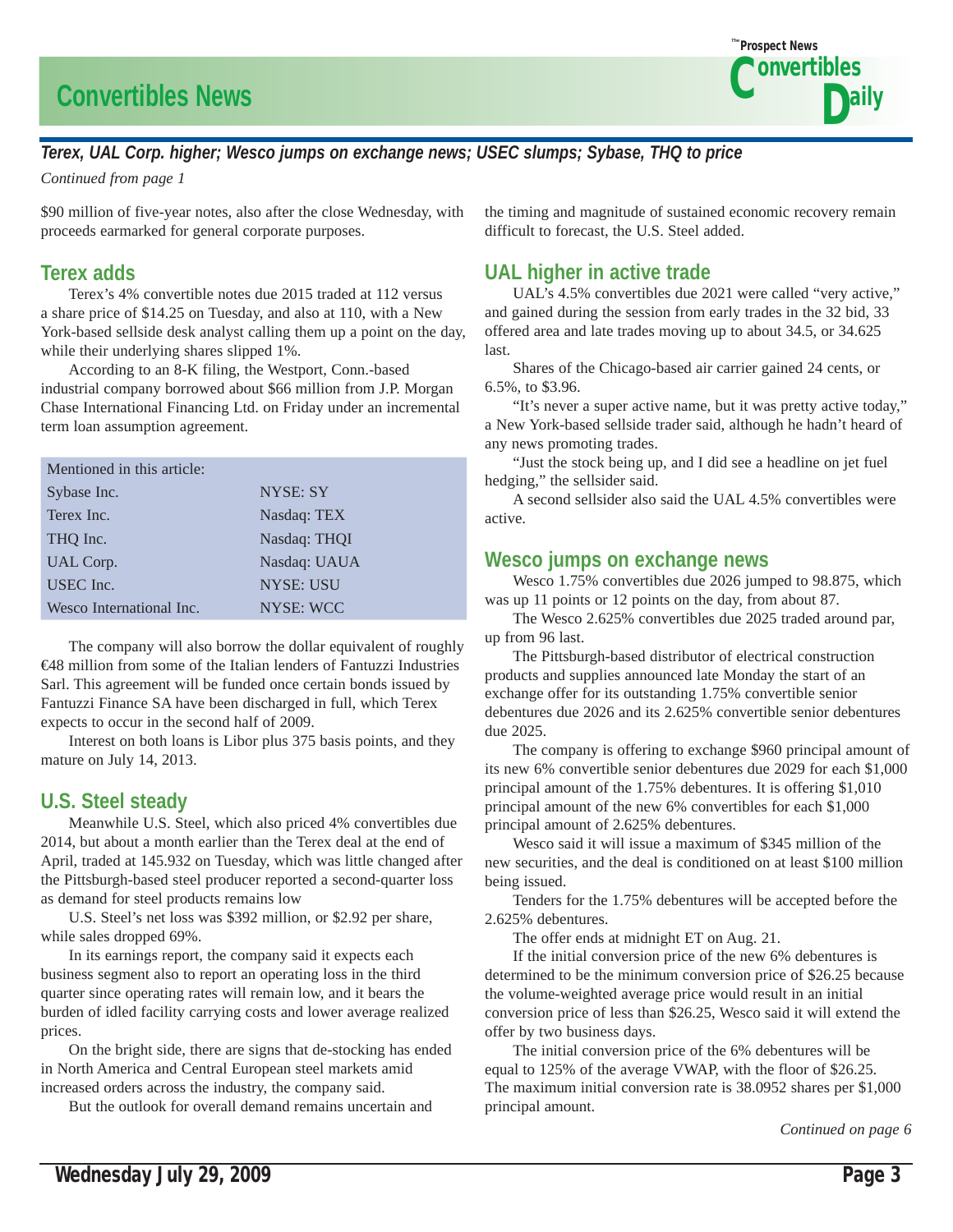## Terex, UAL Corp. higher; Wesco jumps on exchange news; USEC slumps; Sybase, THQ to price

*Continued from page 1*

$90 million of five-year notes, also after the close Wednesday, with proceeds earmarked for general corporate purposes.

### Terex adds

Terex's 4% convertible notes due 2015 traded at 112 versus a share price of $14.25 on Tuesday, and also at 110, with a New York-based sellside desk analyst calling them up a point on the day, while their underlying shares slipped 1%.

According to an 8-K filing, the Westport, Conn.-based industrial company borrowed about $66 million from J.P. Morgan Chase International Financing Ltd. on Friday under an incremental term loan assumption agreement.

| Mentioned in this article: | |
|---|---|
| Sybase Inc. | NYSE: SY |
| Terex Inc. | Nasdaq: TEX |
| THQ Inc. | Nasdaq: THQI |
| UAL Corp. | Nasdaq: UAUA |
| USEC Inc. | NYSE: USU |
| Wesco International Inc. | NYSE: WCC |

The company will also borrow the dollar equivalent of roughly €48 million from some of the Italian lenders of Fantuzzi Industries Sarl. This agreement will be funded once certain bonds issued by Fantuzzi Finance SA have been discharged in full, which Terex expects to occur in the second half of 2009.

Interest on both loans is Libor plus 375 basis points, and they mature on July 14, 2013.

### U.S. Steel steady

Meanwhile U.S. Steel, which also priced 4% convertibles due 2014, but about a month earlier than the Terex deal at the end of April, traded at 145.932 on Tuesday, which was little changed after the Pittsburgh-based steel producer reported a second-quarter loss as demand for steel products remains low

U.S. Steel's net loss was $392 million, or $2.92 per share, while sales dropped 69%.

In its earnings report, the company said it expects each business segment also to report an operating loss in the third quarter since operating rates will remain low, and it bears the burden of idled facility carrying costs and lower average realized prices.

On the bright side, there are signs that de-stocking has ended in North America and Central European steel markets amid increased orders across the industry, the company said.

But the outlook for overall demand remains uncertain and the timing and magnitude of sustained economic recovery remain difficult to forecast, the U.S. Steel added.

### UAL higher in active trade

UAL's 4.5% convertibles due 2021 were called "very active," and gained during the session from early trades in the 32 bid, 33 offered area and late trades moving up to about 34.5, or 34.625 last.

Shares of the Chicago-based air carrier gained 24 cents, or 6.5%, to $3.96.

"It's never a super active name, but it was pretty active today," a New York-based sellside trader said, although he hadn't heard of any news promoting trades.

"Just the stock being up, and I did see a headline on jet fuel hedging," the sellsider said.

A second sellsider also said the UAL 4.5% convertibles were active.

### Wesco jumps on exchange news

Wesco 1.75% convertibles due 2026 jumped to 98.875, which was up 11 points or 12 points on the day, from about 87.

The Wesco 2.625% convertibles due 2025 traded around par, up from 96 last.

The Pittsburgh-based distributor of electrical construction products and supplies announced late Monday the start of an exchange offer for its outstanding 1.75% convertible senior debentures due 2026 and its 2.625% convertible senior debentures due 2025.

The company is offering to exchange $960 principal amount of its new 6% convertible senior debentures due 2029 for each $1,000 principal amount of the 1.75% debentures. It is offering $1,010 principal amount of the new 6% convertibles for each $1,000 principal amount of 2.625% debentures.

Wesco said it will issue a maximum of $345 million of the new securities, and the deal is conditioned on at least $100 million being issued.

Tenders for the 1.75% debentures will be accepted before the 2.625% debentures.

The offer ends at midnight ET on Aug. 21.

If the initial conversion price of the new 6% debentures is determined to be the minimum conversion price of $26.25 because the volume-weighted average price would result in an initial conversion price of less than $26.25, Wesco said it will extend the offer by two business days.

The initial conversion price of the 6% debentures will be equal to 125% of the average VWAP, with the floor of $26.25. The maximum initial conversion rate is 38.0952 shares per $1,000 principal amount.

*Continued on page 6*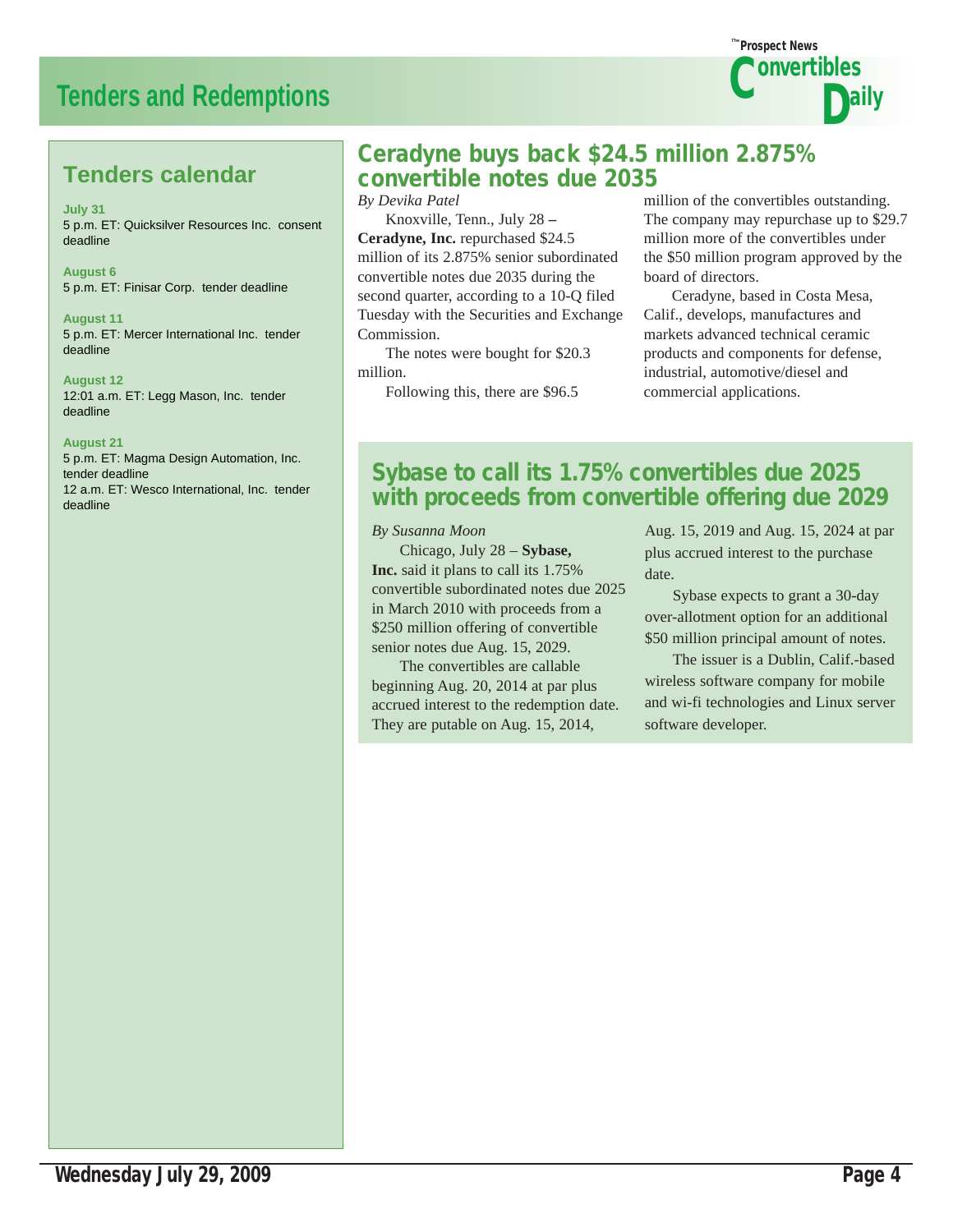# Tenders and Redemptions

## Tenders calendar

**July 31**
5 p.m. ET: Quicksilver Resources Inc. consent deadline

**August 6**
5 p.m. ET: Finisar Corp. tender deadline

**August 11**
5 p.m. ET: Mercer International Inc. tender deadline

**August 12**
12:01 a.m. ET: Legg Mason, Inc. tender deadline

**August 21**
5 p.m. ET: Magma Design Automation, Inc. tender deadline
12 a.m. ET: Wesco International, Inc. tender deadline

## Ceradyne buys back $24.5 million 2.875% convertible notes due 2035

*By Devika Patel*

Knoxville, Tenn., July 28 – **Ceradyne, Inc.** repurchased $24.5 million of its 2.875% senior subordinated convertible notes due 2035 during the second quarter, according to a 10-Q filed Tuesday with the Securities and Exchange Commission.

The notes were bought for $20.3 million.

Following this, there are $96.5 million of the convertibles outstanding. The company may repurchase up to $29.7 million more of the convertibles under the $50 million program approved by the board of directors.

Ceradyne, based in Costa Mesa, Calif., develops, manufactures and markets advanced technical ceramic products and components for defense, industrial, automotive/diesel and commercial applications.

## Sybase to call its 1.75% convertibles due 2025 with proceeds from convertible offering due 2029

*By Susanna Moon*

Chicago, July 28 – **Sybase, Inc.** said it plans to call its 1.75% convertible subordinated notes due 2025 in March 2010 with proceeds from a $250 million offering of convertible senior notes due Aug. 15, 2029.

The convertibles are callable beginning Aug. 20, 2014 at par plus accrued interest to the redemption date. They are putable on Aug. 15, 2014, Aug. 15, 2019 and Aug. 15, 2024 at par plus accrued interest to the purchase date.

Sybase expects to grant a 30-day over-allotment option for an additional $50 million principal amount of notes.

The issuer is a Dublin, Calif.-based wireless software company for mobile and wi-fi technologies and Linux server software developer.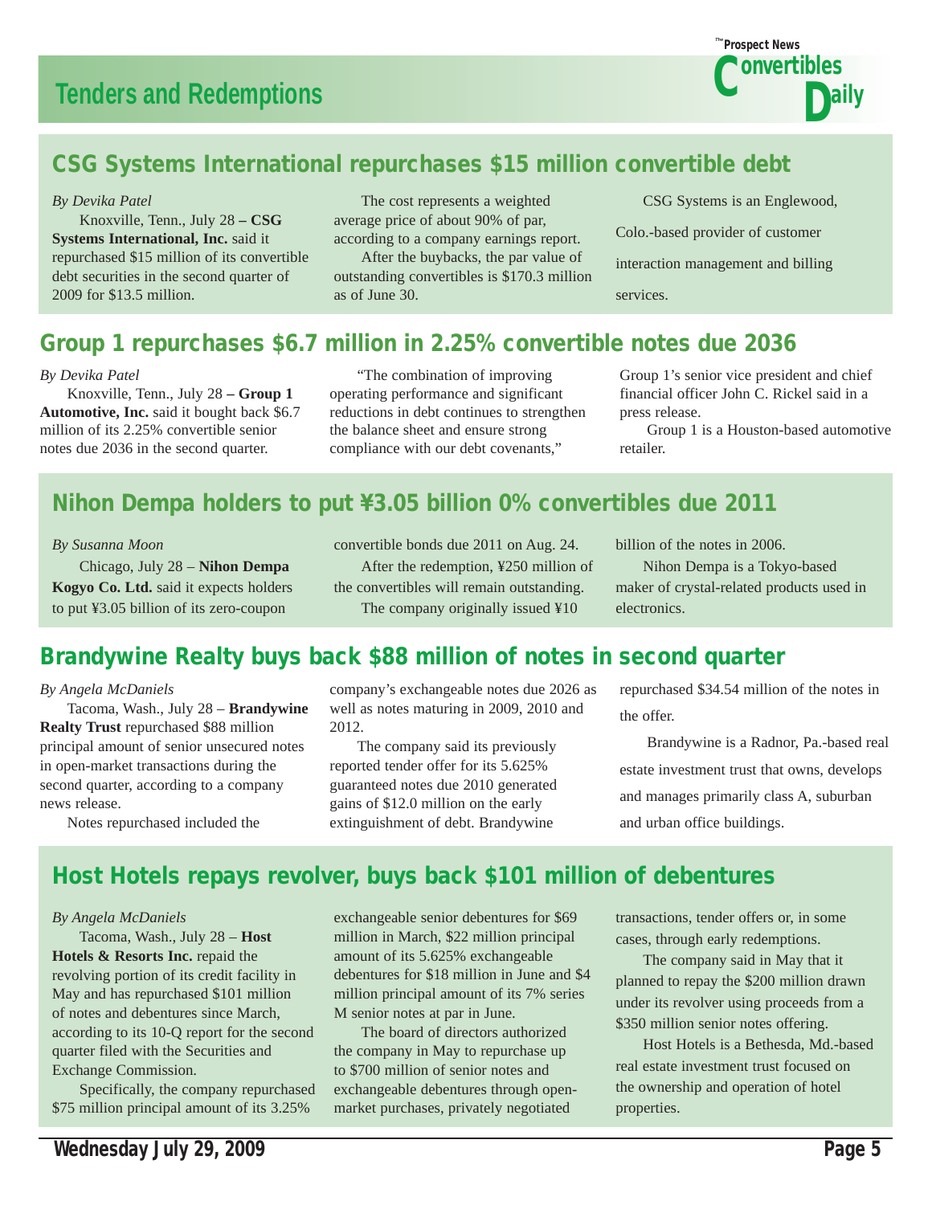# Tenders and Redemptions

## CSG Systems International repurchases $15 million convertible debt

*By Devika Patel*

Knoxville, Tenn., July 28 – **CSG Systems International, Inc.** said it repurchased $15 million of its convertible debt securities in the second quarter of 2009 for $13.5 million.

The cost represents a weighted average price of about 90% of par, according to a company earnings report.

After the buybacks, the par value of outstanding convertibles is $170.3 million as of June 30.

CSG Systems is an Englewood, Colo.-based provider of customer interaction management and billing services.

## Group 1 repurchases $6.7 million in 2.25% convertible notes due 2036

*By Devika Patel*

Knoxville, Tenn., July 28 – **Group 1 Automotive, Inc.** said it bought back $6.7 million of its 2.25% convertible senior notes due 2036 in the second quarter.

"The combination of improving operating performance and significant reductions in debt continues to strengthen the balance sheet and ensure strong compliance with our debt covenants," Group 1's senior vice president and chief financial officer John C. Rickel said in a press release.

Group 1 is a Houston-based automotive retailer.

## Nihon Dempa holders to put ¥3.05 billion 0% convertibles due 2011

*By Susanna Moon*

Chicago, July 28 – **Nihon Dempa Kogyo Co. Ltd.** said it expects holders to put ¥3.05 billion of its zero-coupon convertible bonds due 2011 on Aug. 24.

After the redemption, ¥250 million of the convertibles will remain outstanding.

The company originally issued ¥10 billion of the notes in 2006.

Nihon Dempa is a Tokyo-based maker of crystal-related products used in electronics.

## Brandywine Realty buys back $88 million of notes in second quarter

*By Angela McDaniels*

Tacoma, Wash., July 28 – **Brandywine Realty Trust** repurchased $88 million principal amount of senior unsecured notes in open-market transactions during the second quarter, according to a company news release.

Notes repurchased included the company's exchangeable notes due 2026 as well as notes maturing in 2009, 2010 and 2012.

The company said its previously reported tender offer for its 5.625% guaranteed notes due 2010 generated gains of $12.0 million on the early extinguishment of debt. Brandywine repurchased $34.54 million of the notes in the offer.

Brandywine is a Radnor, Pa.-based real estate investment trust that owns, develops and manages primarily class A, suburban and urban office buildings.

## Host Hotels repays revolver, buys back $101 million of debentures

*By Angela McDaniels*

Tacoma, Wash., July 28 – **Host Hotels & Resorts Inc.** repaid the revolving portion of its credit facility in May and has repurchased $101 million of notes and debentures since March, according to its 10-Q report for the second quarter filed with the Securities and Exchange Commission.

Specifically, the company repurchased $75 million principal amount of its 3.25% exchangeable senior debentures for $69 million in March, $22 million principal amount of its 5.625% exchangeable debentures for $18 million in June and $4 million principal amount of its 7% series M senior notes at par in June.

The board of directors authorized the company in May to repurchase up to $700 million of senior notes and exchangeable debentures through open-market purchases, privately negotiated transactions, tender offers or, in some cases, through early redemptions.

The company said in May that it planned to repay the $200 million drawn under its revolver using proceeds from a $350 million senior notes offering.

Host Hotels is a Bethesda, Md.-based real estate investment trust focused on the ownership and operation of hotel properties.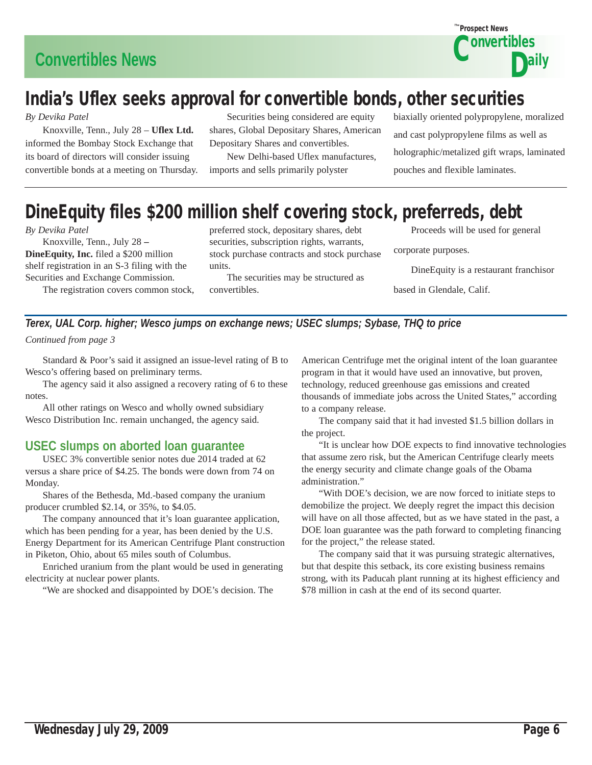## India's Uflex seeks approval for convertible bonds, other securities

*By Devika Patel*

Knoxville, Tenn., July 28 – **Uflex Ltd.** informed the Bombay Stock Exchange that its board of directors will consider issuing convertible bonds at a meeting on Thursday.

Securities being considered are equity shares, Global Depositary Shares, American Depositary Shares and convertibles.

New Delhi-based Uflex manufactures, imports and sells primarily polyster biaxially oriented polypropylene, moralized and cast polypropylene films as well as holographic/metalized gift wraps, laminated pouches and flexible laminates.

## DineEquity files $200 million shelf covering stock, preferreds, debt

*By Devika Patel*

Knoxville, Tenn., July 28 – **DineEquity, Inc.** filed a $200 million shelf registration in an S-3 filing with the Securities and Exchange Commission.

The registration covers common stock, preferred stock, depositary shares, debt securities, subscription rights, warrants, stock purchase contracts and stock purchase units.

The securities may be structured as convertibles.

Proceeds will be used for general corporate purposes.

DineEquity is a restaurant franchisor based in Glendale, Calif.

### *Terex, UAL Corp. higher; Wesco jumps on exchange news; USEC slumps; Sybase, THQ to price*

*Continued from page 3*

Standard & Poor's said it assigned an issue-level rating of B to Wesco's offering based on preliminary terms.

The agency said it also assigned a recovery rating of 6 to these notes.

All other ratings on Wesco and wholly owned subsidiary Wesco Distribution Inc. remain unchanged, the agency said.

### USEC slumps on aborted loan guarantee

USEC 3% convertible senior notes due 2014 traded at 62 versus a share price of $4.25. The bonds were down from 74 on Monday.

Shares of the Bethesda, Md.-based company the uranium producer crumbled $2.14, or 35%, to $4.05.

The company announced that it's loan guarantee application, which has been pending for a year, has been denied by the U.S. Energy Department for its American Centrifuge Plant construction in Piketon, Ohio, about 65 miles south of Columbus.

Enriched uranium from the plant would be used in generating electricity at nuclear power plants.

"We are shocked and disappointed by DOE's decision. The American Centrifuge met the original intent of the loan guarantee program in that it would have used an innovative, but proven, technology, reduced greenhouse gas emissions and created thousands of immediate jobs across the United States," according to a company release.

The company said that it had invested $1.5 billion dollars in the project.

"It is unclear how DOE expects to find innovative technologies that assume zero risk, but the American Centrifuge clearly meets the energy security and climate change goals of the Obama administration."

"With DOE's decision, we are now forced to initiate steps to demobilize the project. We deeply regret the impact this decision will have on all those affected, but as we have stated in the past, a DOE loan guarantee was the path forward to completing financing for the project," the release stated.

The company said that it was pursuing strategic alternatives, but that despite this setback, its core existing business remains strong, with its Paducah plant running at its highest efficiency and $78 million in cash at the end of its second quarter.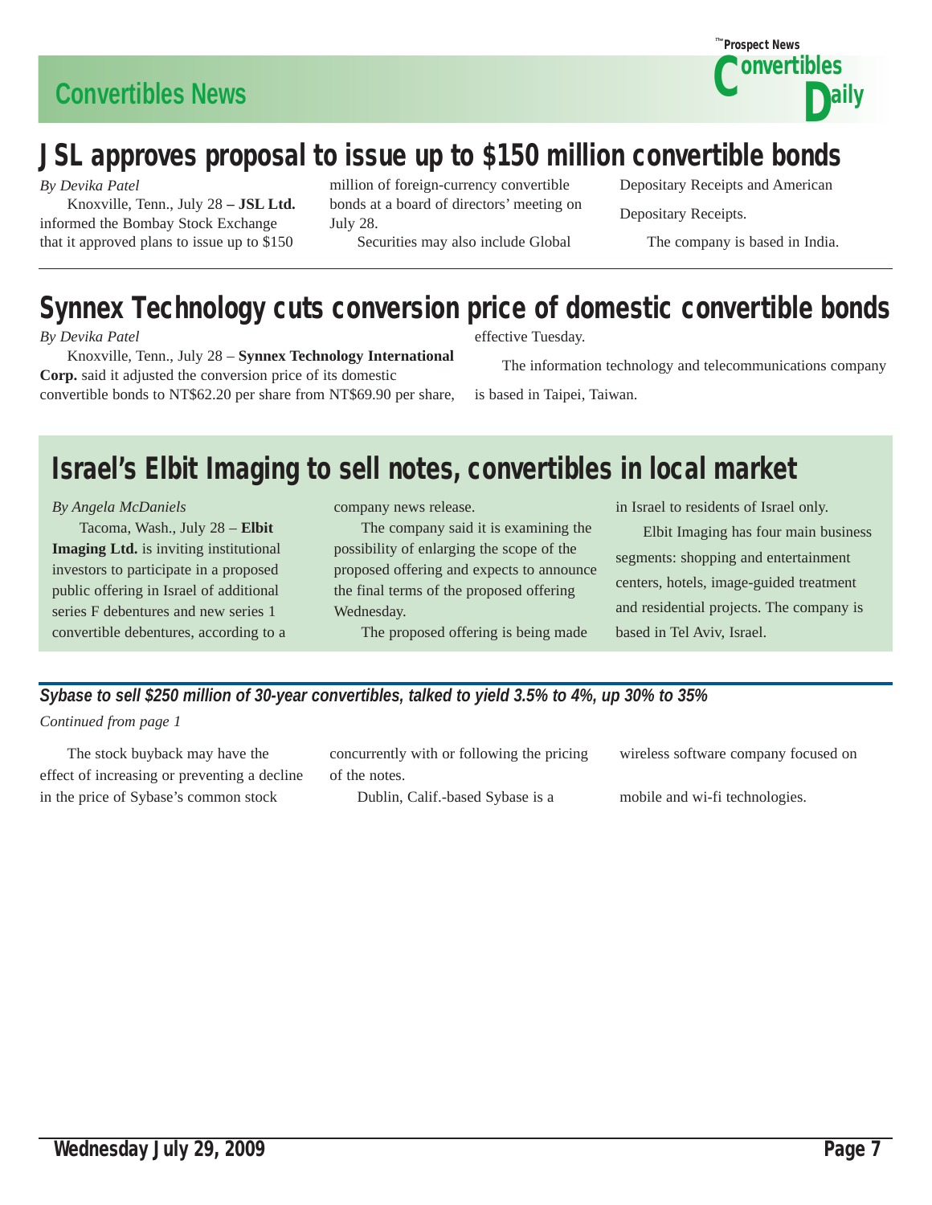## JSL approves proposal to issue up to $150 million convertible bonds

*By Devika Patel*

Knoxville, Tenn., July 28 – **JSL Ltd.** informed the Bombay Stock Exchange that it approved plans to issue up to $150 million of foreign-currency convertible bonds at a board of directors' meeting on July 28.

Securities may also include Global Depositary Receipts and American Depositary Receipts.

The company is based in India.

## Synnex Technology cuts conversion price of domestic convertible bonds

*By Devika Patel*

Knoxville, Tenn., July 28 – **Synnex Technology International Corp.** said it adjusted the conversion price of its domestic convertible bonds to NT$62.20 per share from NT$69.90 per share, effective Tuesday.

The information technology and telecommunications company is based in Taipei, Taiwan.

## Israel's Elbit Imaging to sell notes, convertibles in local market

*By Angela McDaniels*

Tacoma, Wash., July 28 – **Elbit Imaging Ltd.** is inviting institutional investors to participate in a proposed public offering in Israel of additional series F debentures and new series 1 convertible debentures, according to a company news release.

The company said it is examining the possibility of enlarging the scope of the proposed offering and expects to announce the final terms of the proposed offering Wednesday.

The proposed offering is being made in Israel to residents of Israel only.

Elbit Imaging has four main business segments: shopping and entertainment centers, hotels, image-guided treatment and residential projects. The company is based in Tel Aviv, Israel.

### *Sybase to sell $250 million of 30-year convertibles, talked to yield 3.5% to 4%, up 30% to 35%*

*Continued from page 1*

The stock buyback may have the effect of increasing or preventing a decline in the price of Sybase's common stock concurrently with or following the pricing of the notes.

Dublin, Calif.-based Sybase is a wireless software company focused on mobile and wi-fi technologies.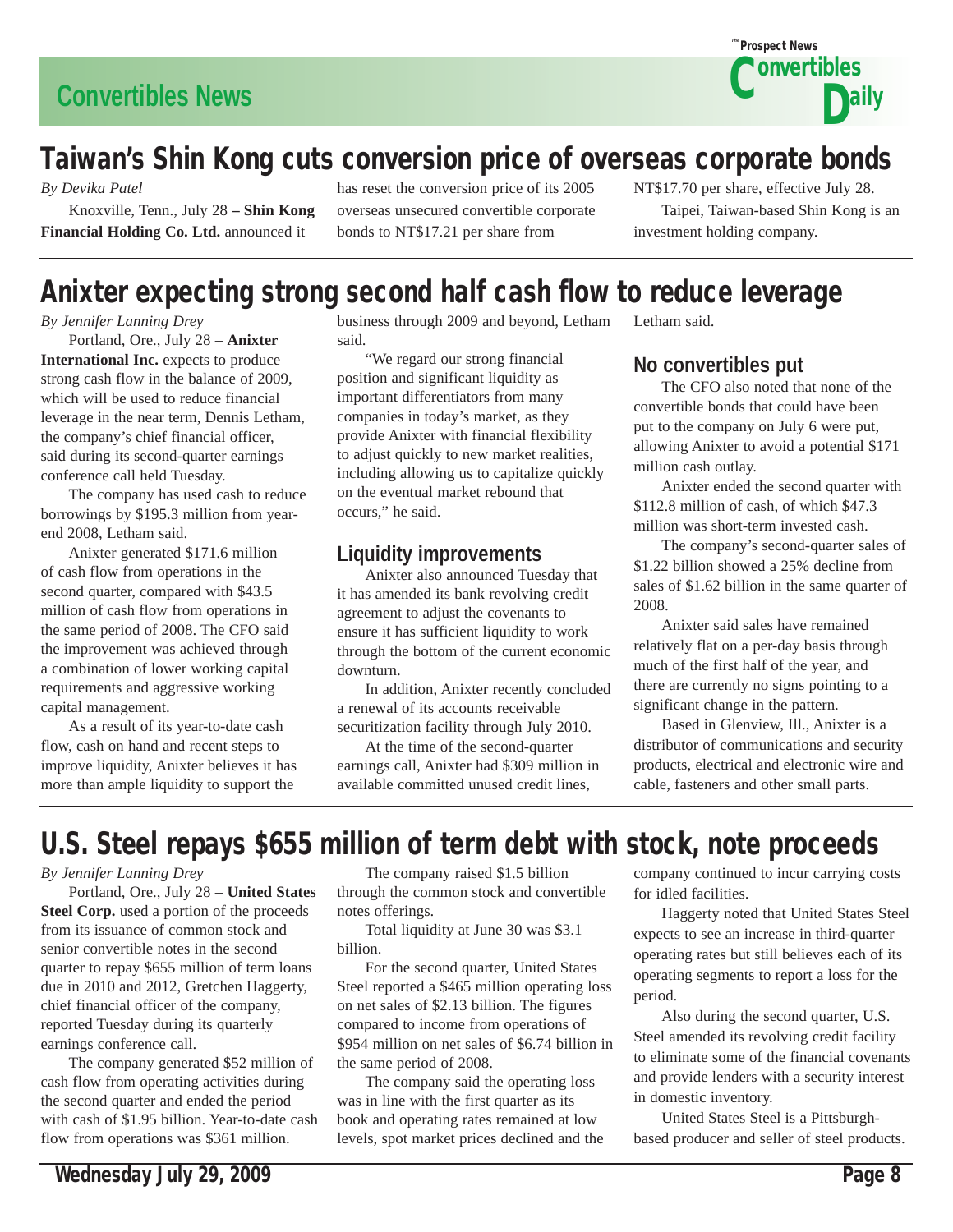# Taiwan's Shin Kong cuts conversion price of overseas corporate bonds

*By Devika Patel*

Knoxville, Tenn., July 28 – **Shin Kong Financial Holding Co. Ltd.** announced it has reset the conversion price of its 2005 overseas unsecured convertible corporate bonds to NT$17.21 per share from NT$17.70 per share, effective July 28.

Taipei, Taiwan-based Shin Kong is an investment holding company.

# Anixter expecting strong second half cash flow to reduce leverage

*By Jennifer Lanning Drey*

Portland, Ore., July 28 – **Anixter International Inc.** expects to produce strong cash flow in the balance of 2009, which will be used to reduce financial leverage in the near term, Dennis Letham, the company's chief financial officer, said during its second-quarter earnings conference call held Tuesday.

The company has used cash to reduce borrowings by $195.3 million from year-end 2008, Letham said.

Anixter generated $171.6 million of cash flow from operations in the second quarter, compared with $43.5 million of cash flow from operations in the same period of 2008. The CFO said the improvement was achieved through a combination of lower working capital requirements and aggressive working capital management.

As a result of its year-to-date cash flow, cash on hand and recent steps to improve liquidity, Anixter believes it has more than ample liquidity to support the business through 2009 and beyond, Letham said.

"We regard our strong financial position and significant liquidity as important differentiators from many companies in today's market, as they provide Anixter with financial flexibility to adjust quickly to new market realities, including allowing us to capitalize quickly on the eventual market rebound that occurs," he said.

## Liquidity improvements

Anixter also announced Tuesday that it has amended its bank revolving credit agreement to adjust the covenants to ensure it has sufficient liquidity to work through the bottom of the current economic downturn.

In addition, Anixter recently concluded a renewal of its accounts receivable securitization facility through July 2010.

At the time of the second-quarter earnings call, Anixter had $309 million in available committed unused credit lines, Letham said.

## No convertibles put

The CFO also noted that none of the convertible bonds that could have been put to the company on July 6 were put, allowing Anixter to avoid a potential $171 million cash outlay.

Anixter ended the second quarter with $112.8 million of cash, of which $47.3 million was short-term invested cash.

The company's second-quarter sales of $1.22 billion showed a 25% decline from sales of $1.62 billion in the same quarter of 2008.

Anixter said sales have remained relatively flat on a per-day basis through much of the first half of the year, and there are currently no signs pointing to a significant change in the pattern.

Based in Glenview, Ill., Anixter is a distributor of communications and security products, electrical and electronic wire and cable, fasteners and other small parts.

# U.S. Steel repays $655 million of term debt with stock, note proceeds

*By Jennifer Lanning Drey*

Portland, Ore., July 28 – **United States Steel Corp.** used a portion of the proceeds from its issuance of common stock and senior convertible notes in the second quarter to repay $655 million of term loans due in 2010 and 2012, Gretchen Haggerty, chief financial officer of the company, reported Tuesday during its quarterly earnings conference call.

The company generated $52 million of cash flow from operating activities during the second quarter and ended the period with cash of $1.95 billion. Year-to-date cash flow from operations was $361 million.

The company raised $1.5 billion through the common stock and convertible notes offerings.

Total liquidity at June 30 was $3.1 billion.

For the second quarter, United States Steel reported a $465 million operating loss on net sales of $2.13 billion. The figures compared to income from operations of $954 million on net sales of $6.74 billion in the same period of 2008.

The company said the operating loss was in line with the first quarter as its book and operating rates remained at low levels, spot market prices declined and the company continued to incur carrying costs for idled facilities.

Haggerty noted that United States Steel expects to see an increase in third-quarter operating rates but still believes each of its operating segments to report a loss for the period.

Also during the second quarter, U.S. Steel amended its revolving credit facility to eliminate some of the financial covenants and provide lenders with a security interest in domestic inventory.

United States Steel is a Pittsburgh-based producer and seller of steel products.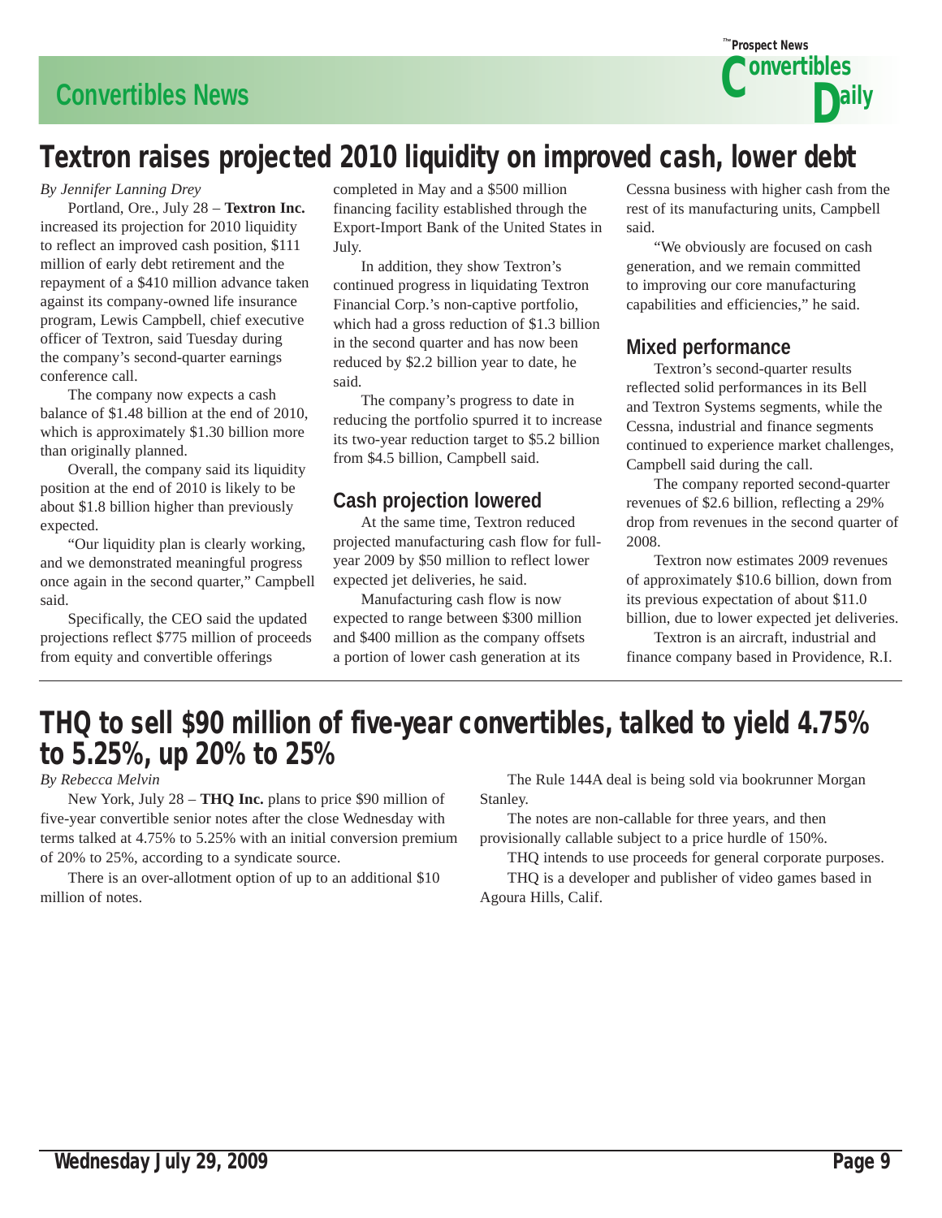# Textron raises projected 2010 liquidity on improved cash, lower debt

*By Jennifer Lanning Drey*

Portland, Ore., July 28 – **Textron Inc.** increased its projection for 2010 liquidity to reflect an improved cash position, $111 million of early debt retirement and the repayment of a $410 million advance taken against its company-owned life insurance program, Lewis Campbell, chief executive officer of Textron, said Tuesday during the company's second-quarter earnings conference call.

The company now expects a cash balance of $1.48 billion at the end of 2010, which is approximately $1.30 billion more than originally planned.

Overall, the company said its liquidity position at the end of 2010 is likely to be about $1.8 billion higher than previously expected.

"Our liquidity plan is clearly working, and we demonstrated meaningful progress once again in the second quarter," Campbell said.

Specifically, the CEO said the updated projections reflect $775 million of proceeds from equity and convertible offerings completed in May and a $500 million financing facility established through the Export-Import Bank of the United States in July.

In addition, they show Textron's continued progress in liquidating Textron Financial Corp.'s non-captive portfolio, which had a gross reduction of $1.3 billion in the second quarter and has now been reduced by $2.2 billion year to date, he said.

The company's progress to date in reducing the portfolio spurred it to increase its two-year reduction target to $5.2 billion from $4.5 billion, Campbell said.

## Cash projection lowered

At the same time, Textron reduced projected manufacturing cash flow for full-year 2009 by $50 million to reflect lower expected jet deliveries, he said.

Manufacturing cash flow is now expected to range between $300 million and $400 million as the company offsets a portion of lower cash generation at its Cessna business with higher cash from the rest of its manufacturing units, Campbell said.

"We obviously are focused on cash generation, and we remain committed to improving our core manufacturing capabilities and efficiencies," he said.

## Mixed performance

Textron's second-quarter results reflected solid performances in its Bell and Textron Systems segments, while the Cessna, industrial and finance segments continued to experience market challenges, Campbell said during the call.

The company reported second-quarter revenues of $2.6 billion, reflecting a 29% drop from revenues in the second quarter of 2008.

Textron now estimates 2009 revenues of approximately $10.6 billion, down from its previous expectation of about $11.0 billion, due to lower expected jet deliveries.

Textron is an aircraft, industrial and finance company based in Providence, R.I.

# THQ to sell $90 million of five-year convertibles, talked to yield 4.75% to 5.25%, up 20% to 25%

*By Rebecca Melvin*

New York, July 28 – **THQ Inc.** plans to price $90 million of five-year convertible senior notes after the close Wednesday with terms talked at 4.75% to 5.25% with an initial conversion premium of 20% to 25%, according to a syndicate source.

There is an over-allotment option of up to an additional $10 million of notes.

The Rule 144A deal is being sold via bookrunner Morgan Stanley.

The notes are non-callable for three years, and then provisionally callable subject to a price hurdle of 150%.

THQ intends to use proceeds for general corporate purposes.

THQ is a developer and publisher of video games based in Agoura Hills, Calif.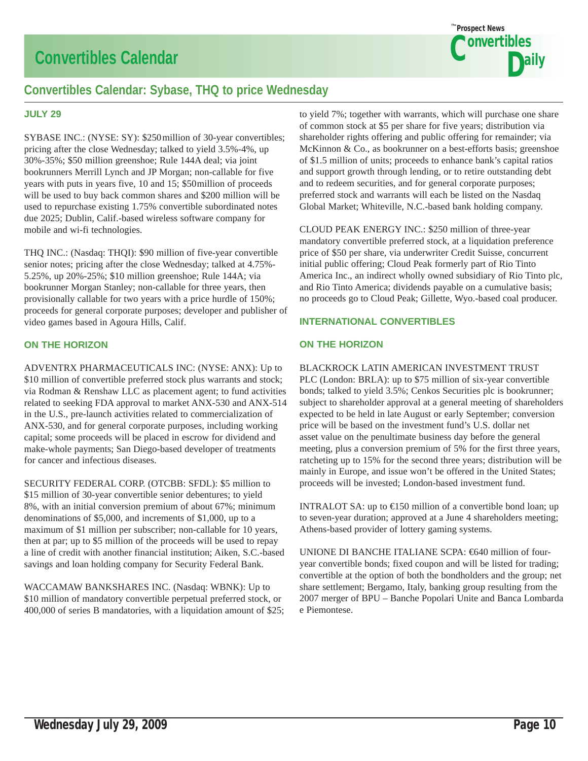# Convertibles Calendar

## Convertibles Calendar: Sybase, THQ to price Wednesday

### JULY 29

SYBASE INC.: (NYSE: SY): $250 million of 30-year convertibles; pricing after the close Wednesday; talked to yield 3.5%-4%, up 30%-35%; $50 million greenshoe; Rule 144A deal; via joint bookrunners Merrill Lynch and JP Morgan; non-callable for five years with puts in years five, 10 and 15; $50 million of proceeds will be used to buy back common shares and $200 million will be used to repurchase existing 1.75% convertible subordinated notes due 2025; Dublin, Calif.-based wireless software company for mobile and wi-fi technologies.

THQ INC.: (Nasdaq: THQI): $90 million of five-year convertible senior notes; pricing after the close Wednesday; talked at 4.75%-5.25%, up 20%-25%; $10 million greenshoe; Rule 144A; via bookrunner Morgan Stanley; non-callable for three years, then provisionally callable for two years with a price hurdle of 150%; proceeds for general corporate purposes; developer and publisher of video games based in Agoura Hills, Calif.

### ON THE HORIZON

ADVENTRX PHARMACEUTICALS INC: (NYSE: ANX): Up to $10 million of convertible preferred stock plus warrants and stock; via Rodman & Renshaw LLC as placement agent; to fund activities related to seeking FDA approval to market ANX-530 and ANX-514 in the U.S., pre-launch activities related to commercialization of ANX-530, and for general corporate purposes, including working capital; some proceeds will be placed in escrow for dividend and make-whole payments; San Diego-based developer of treatments for cancer and infectious diseases.

SECURITY FEDERAL CORP. (OTCBB: SFDL): $5 million to $15 million of 30-year convertible senior debentures; to yield 8%, with an initial conversion premium of about 67%; minimum denominations of $5,000, and increments of $1,000, up to a maximum of $1 million per subscriber; non-callable for 10 years, then at par; up to $5 million of the proceeds will be used to repay a line of credit with another financial institution; Aiken, S.C.-based savings and loan holding company for Security Federal Bank.

WACCAMAW BANKSHARES INC. (Nasdaq: WBNK): Up to $10 million of mandatory convertible perpetual preferred stock, or 400,000 of series B mandatories, with a liquidation amount of $25; to yield 7%; together with warrants, which will purchase one share of common stock at $5 per share for five years; distribution via shareholder rights offering and public offering for remainder; via McKinnon & Co., as bookrunner on a best-efforts basis; greenshoe of $1.5 million of units; proceeds to enhance bank's capital ratios and support growth through lending, or to retire outstanding debt and to redeem securities, and for general corporate purposes; preferred stock and warrants will each be listed on the Nasdaq Global Market; Whiteville, N.C.-based bank holding company.

CLOUD PEAK ENERGY INC.: $250 million of three-year mandatory convertible preferred stock, at a liquidation preference price of $50 per share, via underwriter Credit Suisse, concurrent initial public offering; Cloud Peak formerly part of Rio Tinto America Inc., an indirect wholly owned subsidiary of Rio Tinto plc, and Rio Tinto America; dividends payable on a cumulative basis; no proceeds go to Cloud Peak; Gillette, Wyo.-based coal producer.

### INTERNATIONAL CONVERTIBLES

### ON THE HORIZON

BLACKROCK LATIN AMERICAN INVESTMENT TRUST PLC (London: BRLA): up to $75 million of six-year convertible bonds; talked to yield 3.5%; Cenkos Securities plc is bookrunner; subject to shareholder approval at a general meeting of shareholders expected to be held in late August or early September; conversion price will be based on the investment fund's U.S. dollar net asset value on the penultimate business day before the general meeting, plus a conversion premium of 5% for the first three years, ratcheting up to 15% for the second three years; distribution will be mainly in Europe, and issue won't be offered in the United States; proceeds will be invested; London-based investment fund.

INTRALOT SA: up to €150 million of a convertible bond loan; up to seven-year duration; approved at a June 4 shareholders meeting; Athens-based provider of lottery gaming systems.

UNIONE DI BANCHE ITALIANE SCPA: €640 million of four-year convertible bonds; fixed coupon and will be listed for trading; convertible at the option of both the bondholders and the group; net share settlement; Bergamo, Italy, banking group resulting from the 2007 merger of BPU – Banche Popolari Unite and Banca Lombarda e Piemontese.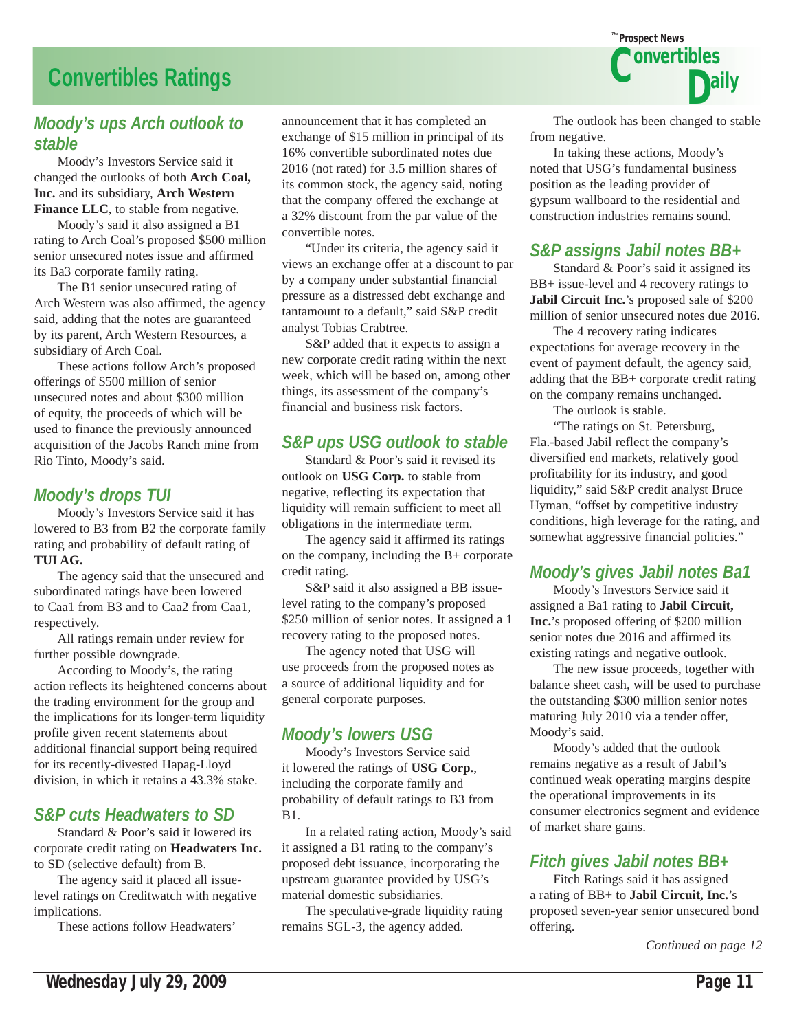# Convertibles Ratings

## Moody's ups Arch outlook to stable

Moody's Investors Service said it changed the outlooks of both **Arch Coal, Inc.** and its subsidiary, **Arch Western Finance LLC**, to stable from negative.

Moody's said it also assigned a B1 rating to Arch Coal's proposed $500 million senior unsecured notes issue and affirmed its Ba3 corporate family rating.

The B1 senior unsecured rating of Arch Western was also affirmed, the agency said, adding that the notes are guaranteed by its parent, Arch Western Resources, a subsidiary of Arch Coal.

These actions follow Arch's proposed offerings of $500 million of senior unsecured notes and about $300 million of equity, the proceeds of which will be used to finance the previously announced acquisition of the Jacobs Ranch mine from Rio Tinto, Moody's said.

## Moody's drops TUI

Moody's Investors Service said it has lowered to B3 from B2 the corporate family rating and probability of default rating of **TUI AG.**

The agency said that the unsecured and subordinated ratings have been lowered to Caa1 from B3 and to Caa2 from Caa1, respectively.

All ratings remain under review for further possible downgrade.

According to Moody's, the rating action reflects its heightened concerns about the trading environment for the group and the implications for its longer-term liquidity profile given recent statements about additional financial support being required for its recently-divested Hapag-Lloyd division, in which it retains a 43.3% stake.

## S&P cuts Headwaters to SD

Standard & Poor's said it lowered its corporate credit rating on **Headwaters Inc.** to SD (selective default) from B.

The agency said it placed all issue-level ratings on Creditwatch with negative implications.

These actions follow Headwaters' announcement that it has completed an exchange of $15 million in principal of its 16% convertible subordinated notes due 2016 (not rated) for 3.5 million shares of its common stock, the agency said, noting that the company offered the exchange at a 32% discount from the par value of the convertible notes.

"Under its criteria, the agency said it views an exchange offer at a discount to par by a company under substantial financial pressure as a distressed debt exchange and tantamount to a default," said S&P credit analyst Tobias Crabtree.

S&P added that it expects to assign a new corporate credit rating within the next week, which will be based on, among other things, its assessment of the company's financial and business risk factors.

## S&P ups USG outlook to stable

Standard & Poor's said it revised its outlook on **USG Corp.** to stable from negative, reflecting its expectation that liquidity will remain sufficient to meet all obligations in the intermediate term.

The agency said it affirmed its ratings on the company, including the B+ corporate credit rating.

S&P said it also assigned a BB issue-level rating to the company's proposed $250 million of senior notes. It assigned a 1 recovery rating to the proposed notes.

The agency noted that USG will use proceeds from the proposed notes as a source of additional liquidity and for general corporate purposes.

## Moody's lowers USG

Moody's Investors Service said it lowered the ratings of **USG Corp.**, including the corporate family and probability of default ratings to B3 from B1.

In a related rating action, Moody's said it assigned a B1 rating to the company's proposed debt issuance, incorporating the upstream guarantee provided by USG's material domestic subsidiaries.

The speculative-grade liquidity rating remains SGL-3, the agency added.

The outlook has been changed to stable from negative.

In taking these actions, Moody's noted that USG's fundamental business position as the leading provider of gypsum wallboard to the residential and construction industries remains sound.

## S&P assigns Jabil notes BB+

Standard & Poor's said it assigned its BB+ issue-level and 4 recovery ratings to **Jabil Circuit Inc.**'s proposed sale of $200 million of senior unsecured notes due 2016.

The 4 recovery rating indicates expectations for average recovery in the event of payment default, the agency said, adding that the BB+ corporate credit rating on the company remains unchanged.

The outlook is stable.

"The ratings on St. Petersburg, Fla.-based Jabil reflect the company's diversified end markets, relatively good profitability for its industry, and good liquidity," said S&P credit analyst Bruce Hyman, "offset by competitive industry conditions, high leverage for the rating, and somewhat aggressive financial policies."

## Moody's gives Jabil notes Ba1

Moody's Investors Service said it assigned a Ba1 rating to **Jabil Circuit, Inc.**'s proposed offering of $200 million senior notes due 2016 and affirmed its existing ratings and negative outlook.

The new issue proceeds, together with balance sheet cash, will be used to purchase the outstanding $300 million senior notes maturing July 2010 via a tender offer, Moody's said.

Moody's added that the outlook remains negative as a result of Jabil's continued weak operating margins despite the operational improvements in its consumer electronics segment and evidence of market share gains.

## Fitch gives Jabil notes BB+

Fitch Ratings said it has assigned a rating of BB+ to **Jabil Circuit, Inc.**'s proposed seven-year senior unsecured bond offering.

*Continued on page 12*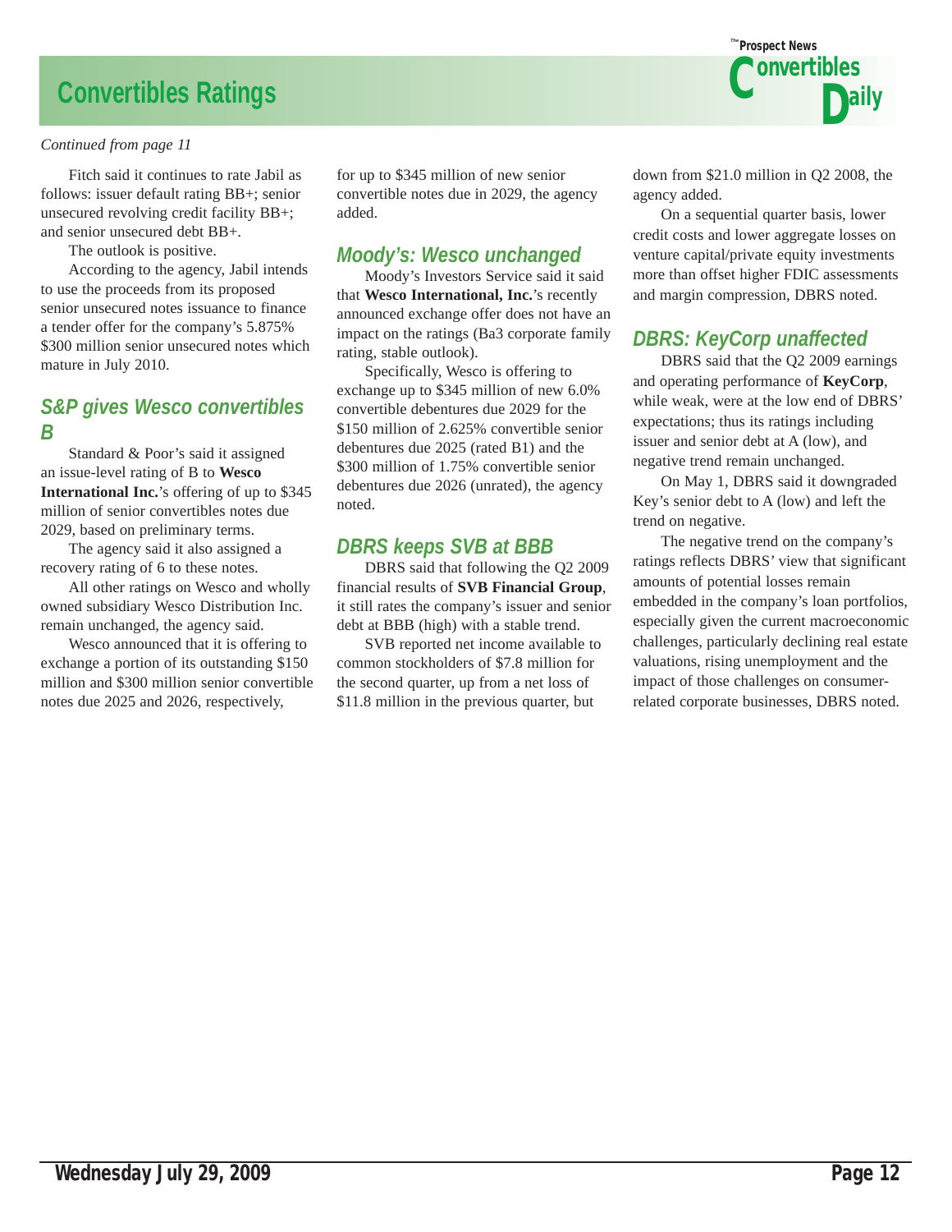# Convertibles Ratings

*Continued from page 11*

Fitch said it continues to rate Jabil as follows: issuer default rating BB+; senior unsecured revolving credit facility BB+; and senior unsecured debt BB+.

The outlook is positive.

According to the agency, Jabil intends to use the proceeds from its proposed senior unsecured notes issuance to finance a tender offer for the company's 5.875% $300 million senior unsecured notes which mature in July 2010.

## S&P gives Wesco convertibles B

Standard & Poor's said it assigned an issue-level rating of B to **Wesco International Inc.**'s offering of up to $345 million of senior convertibles notes due 2029, based on preliminary terms.

The agency said it also assigned a recovery rating of 6 to these notes.

All other ratings on Wesco and wholly owned subsidiary Wesco Distribution Inc. remain unchanged, the agency said.

Wesco announced that it is offering to exchange a portion of its outstanding $150 million and $300 million senior convertible notes due 2025 and 2026, respectively, for up to $345 million of new senior convertible notes due in 2029, the agency added.

## Moody's: Wesco unchanged

Moody's Investors Service said it said that **Wesco International, Inc.**'s recently announced exchange offer does not have an impact on the ratings (Ba3 corporate family rating, stable outlook).

Specifically, Wesco is offering to exchange up to $345 million of new 6.0% convertible debentures due 2029 for the $150 million of 2.625% convertible senior debentures due 2025 (rated B1) and the $300 million of 1.75% convertible senior debentures due 2026 (unrated), the agency noted.

## DBRS keeps SVB at BBB

DBRS said that following the Q2 2009 financial results of **SVB Financial Group**, it still rates the company's issuer and senior debt at BBB (high) with a stable trend.

SVB reported net income available to common stockholders of $7.8 million for the second quarter, up from a net loss of $11.8 million in the previous quarter, but down from $21.0 million in Q2 2008, the agency added.

On a sequential quarter basis, lower credit costs and lower aggregate losses on venture capital/private equity investments more than offset higher FDIC assessments and margin compression, DBRS noted.

## DBRS: KeyCorp unaffected

DBRS said that the Q2 2009 earnings and operating performance of **KeyCorp**, while weak, were at the low end of DBRS' expectations; thus its ratings including issuer and senior debt at A (low), and negative trend remain unchanged.

On May 1, DBRS said it downgraded Key's senior debt to A (low) and left the trend on negative.

The negative trend on the company's ratings reflects DBRS' view that significant amounts of potential losses remain embedded in the company's loan portfolios, especially given the current macroeconomic challenges, particularly declining real estate valuations, rising unemployment and the impact of those challenges on consumer-related corporate businesses, DBRS noted.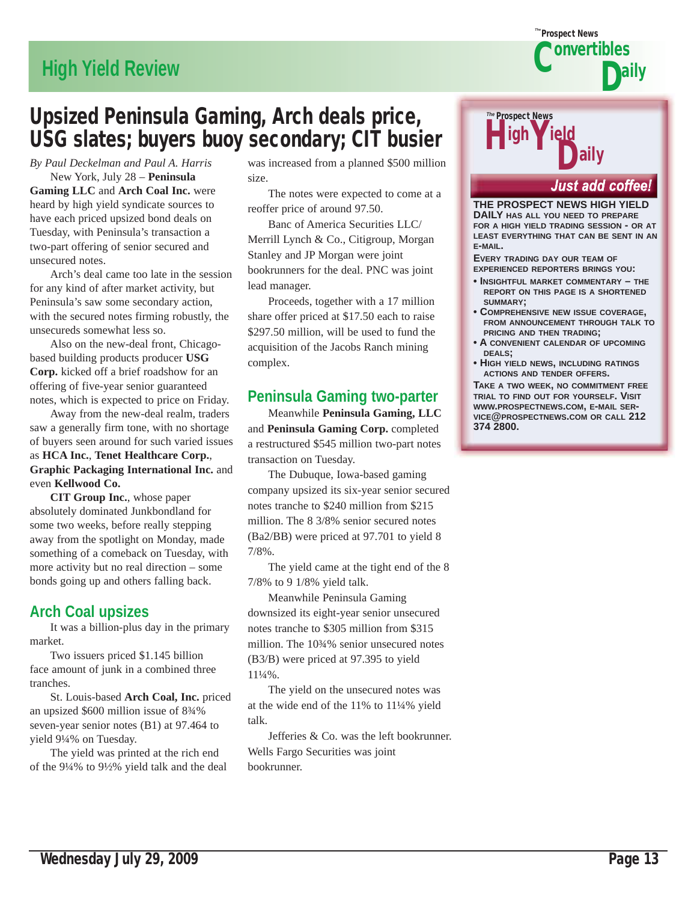# Upsized Peninsula Gaming, Arch deals price, USG slates; buyers buoy secondary; CIT busier

*By Paul Deckelman and Paul A. Harris*

New York, July 28 – **Peninsula Gaming LLC** and **Arch Coal Inc.** were heard by high yield syndicate sources to have each priced upsized bond deals on Tuesday, with Peninsula's transaction a two-part offering of senior secured and unsecured notes.

Arch's deal came too late in the session for any kind of after market activity, but Peninsula's saw some secondary action, with the secured notes firming robustly, the unsecureds somewhat less so.

Also on the new-deal front, Chicago-based building products producer **USG Corp.** kicked off a brief roadshow for an offering of five-year senior guaranteed notes, which is expected to price on Friday.

Away from the new-deal realm, traders saw a generally firm tone, with no shortage of buyers seen around for such varied issues as **HCA Inc.**, **Tenet Healthcare Corp.**, **Graphic Packaging International Inc.** and even **Kellwood Co.**

**CIT Group Inc.**, whose paper absolutely dominated Junkbondland for some two weeks, before really stepping away from the spotlight on Monday, made something of a comeback on Tuesday, with more activity but no real direction – some bonds going up and others falling back.

## Arch Coal upsizes

It was a billion-plus day in the primary market.

Two issuers priced $1.145 billion face amount of junk in a combined three tranches.

St. Louis-based **Arch Coal, Inc.** priced an upsized $600 million issue of 8¾% seven-year senior notes (B1) at 97.464 to yield 9¼% on Tuesday.

The yield was printed at the rich end of the 9¼% to 9½% yield talk and the deal was increased from a planned $500 million size.

The notes were expected to come at a reoffer price of around 97.50.

Banc of America Securities LLC/ Merrill Lynch & Co., Citigroup, Morgan Stanley and JP Morgan were joint bookrunners for the deal. PNC was joint lead manager.

Proceeds, together with a 17 million share offer priced at $17.50 each to raise $297.50 million, will be used to fund the acquisition of the Jacobs Ranch mining complex.

## Peninsula Gaming two-parter

Meanwhile **Peninsula Gaming, LLC** and **Peninsula Gaming Corp.** completed a restructured $545 million two-part notes transaction on Tuesday.

The Dubuque, Iowa-based gaming company upsized its six-year senior secured notes tranche to $240 million from $215 million. The 8 3/8% senior secured notes (Ba2/BB) were priced at 97.701 to yield 8 7/8%.

The yield came at the tight end of the 8 7/8% to 9 1/8% yield talk.

Meanwhile Peninsula Gaming downsized its eight-year senior unsecured notes tranche to $305 million from $315 million. The 10¾% senior unsecured notes (B3/B) were priced at 97.395 to yield 11¼%.

The yield on the unsecured notes was at the wide end of the 11% to 11¼% yield talk.

Jefferies & Co. was the left bookrunner. Wells Fargo Securities was joint bookrunner.

---

**The Prospect News High Yield Daily**

***Just add coffee!***

**THE PROSPECT NEWS HIGH YIELD DAILY** HAS ALL YOU NEED TO PREPARE FOR A HIGH YIELD TRADING SESSION - OR AT LEAST EVERYTHING THAT CAN BE SENT IN AN E-MAIL.

EVERY TRADING DAY OUR TEAM OF EXPERIENCED REPORTERS BRINGS YOU:

- INSIGHTFUL MARKET COMMENTARY – THE REPORT ON THIS PAGE IS A SHORTENED SUMMARY;
- COMPREHENSIVE NEW ISSUE COVERAGE, FROM ANNOUNCEMENT THROUGH TALK TO PRICING AND THEN TRADING;
- A CONVENIENT CALENDAR OF UPCOMING DEALS;
- HIGH YIELD NEWS, INCLUDING RATINGS ACTIONS AND TENDER OFFERS.

TAKE A TWO WEEK, NO COMMITMENT FREE TRIAL TO FIND OUT FOR YOURSELF. VISIT WWW.PROSPECTNEWS.COM, E-MAIL SERVICE@PROSPECTNEWS.COM OR CALL **212 374 2800.**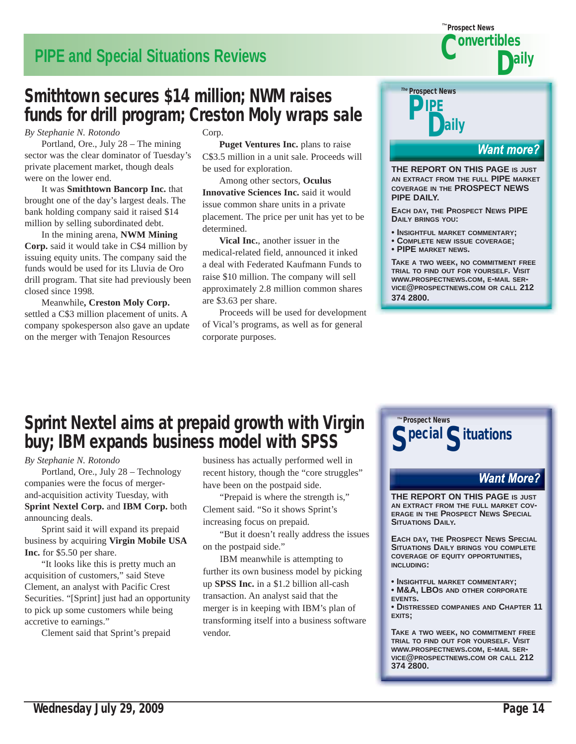## PIPE and Special Situations Reviews

# Smithtown secures $14 million; NWM raises funds for drill program; Creston Moly wraps sale

*By Stephanie N. Rotondo*

Portland, Ore., July 28 – The mining sector was the clear dominator of Tuesday's private placement market, though deals were on the lower end.

It was **Smithtown Bancorp Inc.** that brought one of the day's largest deals. The bank holding company said it raised $14 million by selling subordinated debt.

In the mining arena, **NWM Mining Corp.** said it would take in C$4 million by issuing equity units. The company said the funds would be used for its Lluvia de Oro drill program. That site had previously been closed since 1998.

Meanwhile**, Creston Moly Corp.** settled a C$3 million placement of units. A company spokesperson also gave an update on the merger with Tenajon Resources Corp.

**Puget Ventures Inc.** plans to raise C$3.5 million in a unit sale. Proceeds will be used for exploration.

Among other sectors, **Oculus Innovative Sciences Inc.** said it would issue common share units in a private placement. The price per unit has yet to be determined.

**Vical Inc.**, another issuer in the medical-related field, announced it inked a deal with Federated Kaufmann Funds to raise $10 million. The company will sell approximately 2.8 million common shares are $3.63 per share.

Proceeds will be used for development of Vical's programs, as well as for general corporate purposes.

---

**The Prospect News PIPE Daily**

**Want more?**

**THE REPORT ON THIS PAGE IS JUST AN EXTRACT FROM THE FULL PIPE MARKET COVERAGE IN THE PROSPECT NEWS PIPE DAILY.**

**EACH DAY, THE PROSPECT NEWS PIPE DAILY BRINGS YOU:**

- **INSIGHTFUL MARKET COMMENTARY;**
- **COMPLETE NEW ISSUE COVERAGE;**
- **PIPE MARKET NEWS.**

**TAKE A TWO WEEK, NO COMMITMENT FREE TRIAL TO FIND OUT FOR YOURSELF. VISIT WWW.PROSPECTNEWS.COM, E-MAIL SERVICE@PROSPECTNEWS.COM OR CALL 212 374 2800.**

---

# Sprint Nextel aims at prepaid growth with Virgin buy; IBM expands business model with SPSS

*By Stephanie N. Rotondo*

Portland, Ore., July 28 – Technology companies were the focus of merger-and-acquisition activity Tuesday, with **Sprint Nextel Corp.** and **IBM Corp.** both announcing deals.

Sprint said it will expand its prepaid business by acquiring **Virgin Mobile USA Inc.** for $5.50 per share.

"It looks like this is pretty much an acquisition of customers," said Steve Clement, an analyst with Pacific Crest Securities. "[Sprint] just had an opportunity to pick up some customers while being accretive to earnings."

Clement said that Sprint's prepaid business has actually performed well in recent history, though the "core struggles" have been on the postpaid side.

"Prepaid is where the strength is," Clement said. "So it shows Sprint's increasing focus on prepaid.

"But it doesn't really address the issues on the postpaid side."

IBM meanwhile is attempting to further its own business model by picking up **SPSS Inc.** in a $1.2 billion all-cash transaction. An analyst said that the merger is in keeping with IBM's plan of transforming itself into a business software vendor.

---

**The Prospect News Special Situations**

**Want More?**

**THE REPORT ON THIS PAGE IS JUST AN EXTRACT FROM THE FULL MARKET COVERAGE IN THE PROSPECT NEWS SPECIAL SITUATIONS DAILY.**

**EACH DAY, THE PROSPECT NEWS SPECIAL SITUATIONS DAILY BRINGS YOU COMPLETE COVERAGE OF EQUITY OPPORTUNITIES, INCLUDING:**

- **INSIGHTFUL MARKET COMMENTARY;**
- **M&A, LBOS AND OTHER CORPORATE EVENTS.**
- **DISTRESSED COMPANIES AND CHAPTER 11 EXITS;**

**TAKE A TWO WEEK, NO COMMITMENT FREE TRIAL TO FIND OUT FOR YOURSELF. VISIT WWW.PROSPECTNEWS.COM, E-MAIL SERVICE@PROSPECTNEWS.COM OR CALL 212 374 2800.**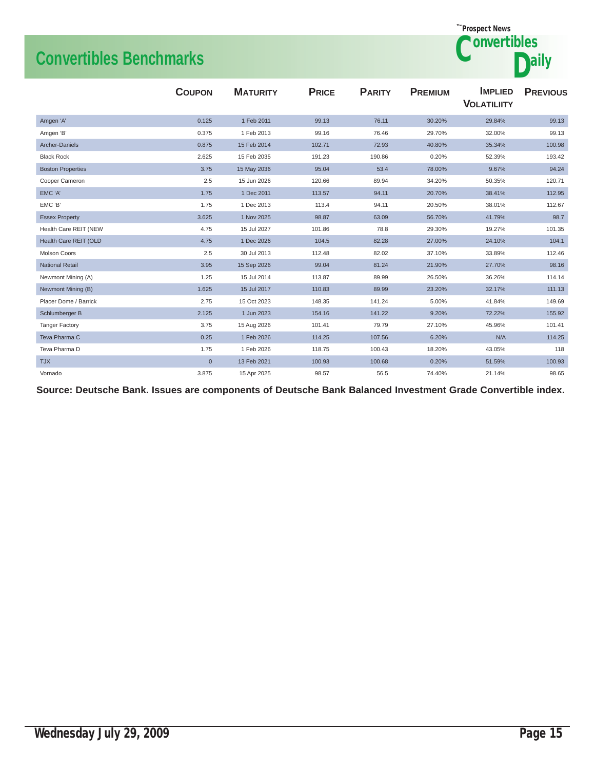# Convertibles Benchmarks

| | Coupon | Maturity | Price | Parity | Premium | Implied Volatiliity | Previous |
|---|---|---|---|---|---|---|---|
| Amgen 'A' | 0.125 | 1 Feb 2011 | 99.13 | 76.11 | 30.20% | 29.84% | 99.13 |
| Amgen 'B' | 0.375 | 1 Feb 2013 | 99.16 | 76.46 | 29.70% | 32.00% | 99.13 |
| Archer-Daniels | 0.875 | 15 Feb 2014 | 102.71 | 72.93 | 40.80% | 35.34% | 100.98 |
| Black Rock | 2.625 | 15 Feb 2035 | 191.23 | 190.86 | 0.20% | 52.39% | 193.42 |
| Boston Properties | 3.75 | 15 May 2036 | 95.04 | 53.4 | 78.00% | 9.67% | 94.24 |
| Cooper Cameron | 2.5 | 15 Jun 2026 | 120.66 | 89.94 | 34.20% | 50.35% | 120.71 |
| EMC 'A' | 1.75 | 1 Dec 2011 | 113.57 | 94.11 | 20.70% | 38.41% | 112.95 |
| EMC 'B' | 1.75 | 1 Dec 2013 | 113.4 | 94.11 | 20.50% | 38.01% | 112.67 |
| Essex Property | 3.625 | 1 Nov 2025 | 98.87 | 63.09 | 56.70% | 41.79% | 98.7 |
| Health Care REIT (NEW | 4.75 | 15 Jul 2027 | 101.86 | 78.8 | 29.30% | 19.27% | 101.35 |
| Health Care REIT (OLD | 4.75 | 1 Dec 2026 | 104.5 | 82.28 | 27.00% | 24.10% | 104.1 |
| Molson Coors | 2.5 | 30 Jul 2013 | 112.48 | 82.02 | 37.10% | 33.89% | 112.46 |
| National Retail | 3.95 | 15 Sep 2026 | 99.04 | 81.24 | 21.90% | 27.70% | 98.16 |
| Newmont Mining (A) | 1.25 | 15 Jul 2014 | 113.87 | 89.99 | 26.50% | 36.26% | 114.14 |
| Newmont Mining (B) | 1.625 | 15 Jul 2017 | 110.83 | 89.99 | 23.20% | 32.17% | 111.13 |
| Placer Dome / Barrick | 2.75 | 15 Oct 2023 | 148.35 | 141.24 | 5.00% | 41.84% | 149.69 |
| Schlumberger B | 2.125 | 1 Jun 2023 | 154.16 | 141.22 | 9.20% | 72.22% | 155.92 |
| Tanger Factory | 3.75 | 15 Aug 2026 | 101.41 | 79.79 | 27.10% | 45.96% | 101.41 |
| Teva Pharma C | 0.25 | 1 Feb 2026 | 114.25 | 107.56 | 6.20% | N/A | 114.25 |
| Teva Pharma D | 1.75 | 1 Feb 2026 | 118.75 | 100.43 | 18.20% | 43.05% | 118 |
| TJX | 0 | 13 Feb 2021 | 100.93 | 100.68 | 0.20% | 51.59% | 100.93 |
| Vornado | 3.875 | 15 Apr 2025 | 98.57 | 56.5 | 74.40% | 21.14% | 98.65 |

**Source: Deutsche Bank. Issues are components of Deutsche Bank Balanced Investment Grade Convertible index.**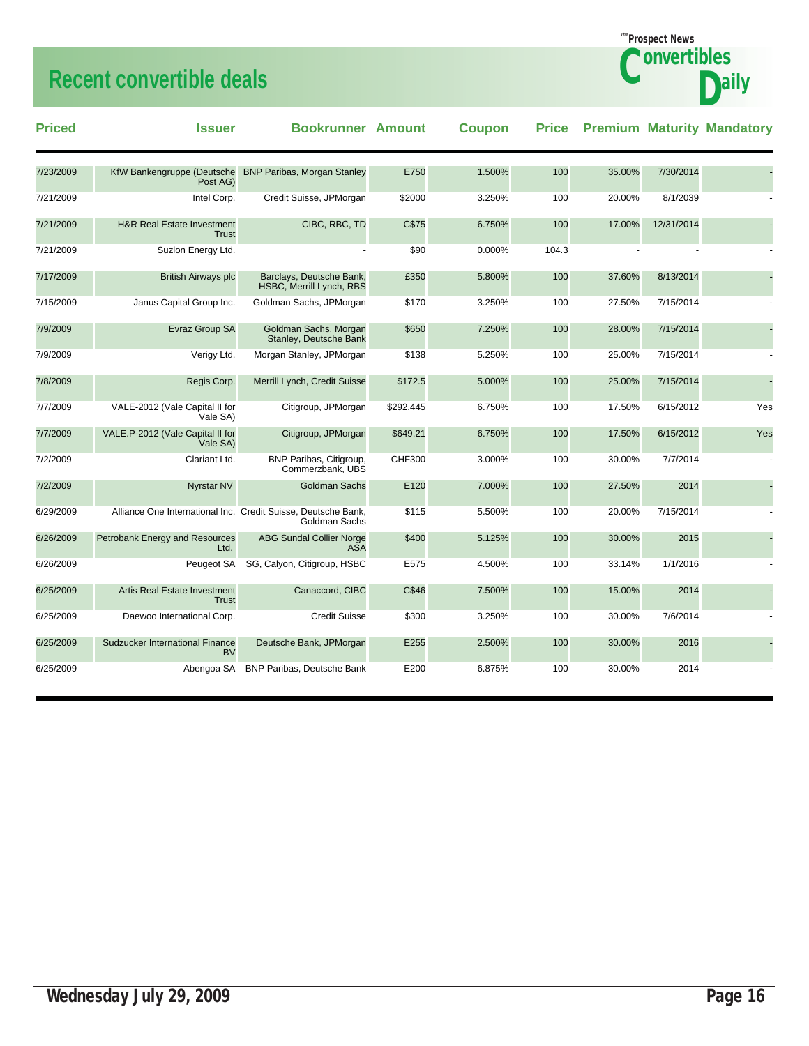## Recent convertible deals

| Priced | Issuer | Bookrunner | Amount | Coupon | Price | Premium | Maturity | Mandatory |
|---|---|---|---|---|---|---|---|---|
| 7/23/2009 | KfW Bankengruppe (Deutsche Post AG) | BNP Paribas, Morgan Stanley | E750 | 1.500% | 100 | 35.00% | 7/30/2014 | - |
| 7/21/2009 | Intel Corp. | Credit Suisse, JPMorgan | $2000 | 3.250% | 100 | 20.00% | 8/1/2039 | - |
| 7/21/2009 | H&R Real Estate Investment Trust | CIBC, RBC, TD | C$75 | 6.750% | 100 | 17.00% | 12/31/2014 | - |
| 7/21/2009 | Suzlon Energy Ltd. | - | $90 | 0.000% | 104.3 | - | - | - |
| 7/17/2009 | British Airways plc | Barclays, Deutsche Bank, HSBC, Merrill Lynch, RBS | £350 | 5.800% | 100 | 37.60% | 8/13/2014 | - |
| 7/15/2009 | Janus Capital Group Inc. | Goldman Sachs, JPMorgan | $170 | 3.250% | 100 | 27.50% | 7/15/2014 | - |
| 7/9/2009 | Evraz Group SA | Goldman Sachs, Morgan Stanley, Deutsche Bank | $650 | 7.250% | 100 | 28.00% | 7/15/2014 | - |
| 7/9/2009 | Verigy Ltd. | Morgan Stanley, JPMorgan | $138 | 5.250% | 100 | 25.00% | 7/15/2014 | - |
| 7/8/2009 | Regis Corp. | Merrill Lynch, Credit Suisse | $172.5 | 5.000% | 100 | 25.00% | 7/15/2014 | - |
| 7/7/2009 | VALE-2012 (Vale Capital II for Vale SA) | Citigroup, JPMorgan | $292.445 | 6.750% | 100 | 17.50% | 6/15/2012 | Yes |
| 7/7/2009 | VALE.P-2012 (Vale Capital II for Vale SA) | Citigroup, JPMorgan | $649.21 | 6.750% | 100 | 17.50% | 6/15/2012 | Yes |
| 7/2/2009 | Clariant Ltd. | BNP Paribas, Citigroup, Commerzbank, UBS | CHF300 | 3.000% | 100 | 30.00% | 7/7/2014 | - |
| 7/2/2009 | Nyrstar NV | Goldman Sachs | E120 | 7.000% | 100 | 27.50% | 2014 | - |
| 6/29/2009 | Alliance One International Inc. | Credit Suisse, Deutsche Bank, Goldman Sachs | $115 | 5.500% | 100 | 20.00% | 7/15/2014 | - |
| 6/26/2009 | Petrobank Energy and Resources Ltd. | ABG Sundal Collier Norge ASA | $400 | 5.125% | 100 | 30.00% | 2015 | - |
| 6/26/2009 | Peugeot SA | SG, Calyon, Citigroup, HSBC | E575 | 4.500% | 100 | 33.14% | 1/1/2016 | - |
| 6/25/2009 | Artis Real Estate Investment Trust | Canaccord, CIBC | C$46 | 7.500% | 100 | 15.00% | 2014 | - |
| 6/25/2009 | Daewoo International Corp. | Credit Suisse | $300 | 3.250% | 100 | 30.00% | 7/6/2014 | - |
| 6/25/2009 | Sudzucker International Finance BV | Deutsche Bank, JPMorgan | E255 | 2.500% | 100 | 30.00% | 2016 | - |
| 6/25/2009 | Abengoa SA | BNP Paribas, Deutsche Bank | E200 | 6.875% | 100 | 30.00% | 2014 | - |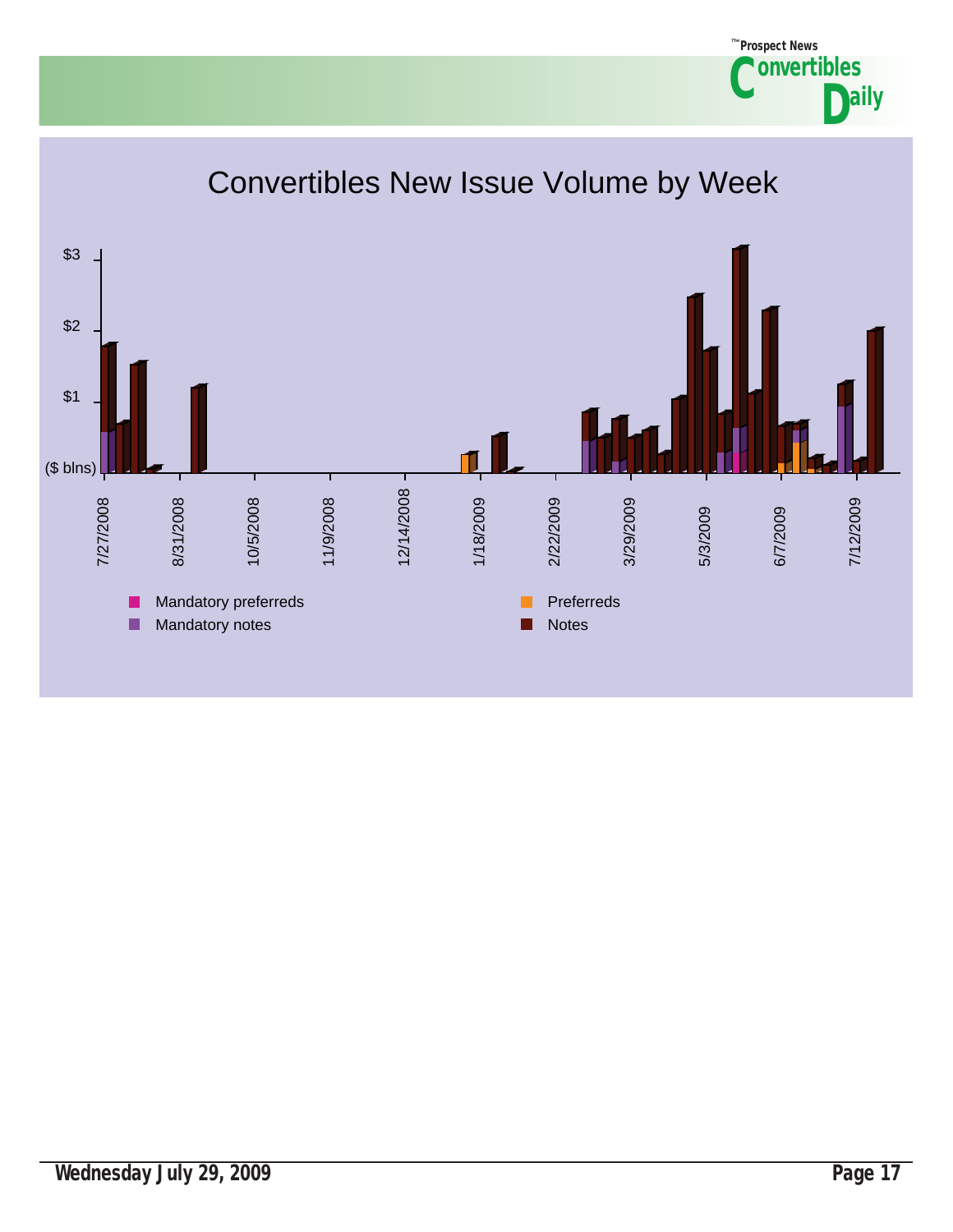# Convertibles New Issue Volume by Week

$3

$2

$1

($ blns)

7/27/2008 | 8/31/2008 | 10/5/2008 | 11/9/2008 | 12/14/2008 | 1/18/2009 | 2/22/2009 | 3/29/2009 | 5/3/2009 | 6/7/2009 | 7/12/2009

- Mandatory preferreds
- Mandatory notes
- Preferreds
- Notes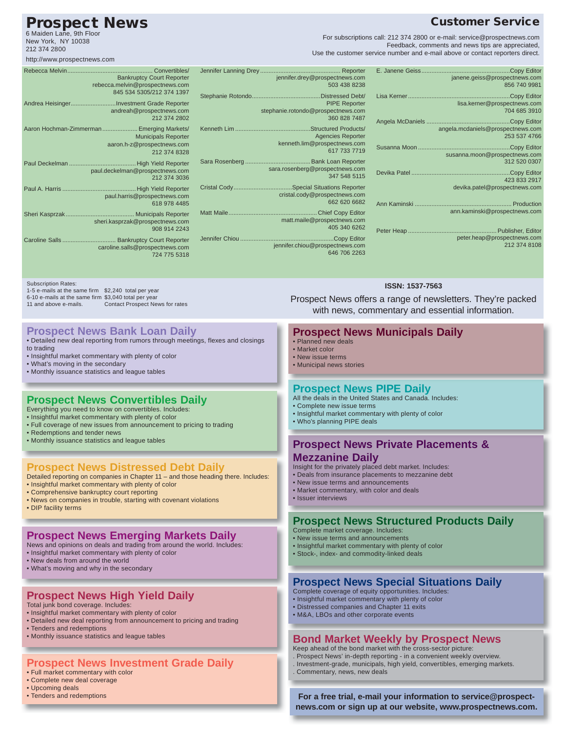# Prospect News

6 Maiden Lane, 9th Floor
New York, NY 10038
212 374 2800

http://www.prospectnews.com

## Customer Service

For subscriptions call: 212 374 2800 or e-mail: service@prospectnews.com
Feedback, comments and news tips are appreciated,
Use the customer service number and e-mail above or contact reporters direct.

Rebecca Melvin .................. Convertibles/ Bankruptcy Court Reporter
rebecca.melvin@prospectnews.com
845 534 5305/212 374 1397

Andrea Heisinger .................. Investment Grade Reporter
andreah@prospectnews.com
212 374 2802

Aaron Hochman-Zimmerman .................. Emerging Markets/ Municipals Reporter
aaron.h-z@prospectnews.com
212 374 8328

Paul Deckelman .................. High Yield Reporter
paul.deckelman@prospectnews.com
212 374 3036

Paul A. Harris .................. High Yield Reporter
paul.harris@prospectnews.com
618 978 4485

Sheri Kasprzak .................. Municipals Reporter
sheri.kasprzak@prospectnews.com
908 914 2243

Caroline Salls .................. Bankruptcy Court Reporter
caroline.salls@prospectnews.com
724 775 5318

Jennifer Lanning Drey .................. Reporter
jennifer.drey@prospectnews.com
503 438 8238

Stephanie Rotondo .................. Distressed Debt/ PIPE Reporter
stephanie.rotondo@prospectnews.com
360 828 7487

Kenneth Lim .................. Structured Products/ Agencies Reporter
kenneth.lim@prospectnews.com
617 733 7719

Sara Rosenberg .................. Bank Loan Reporter
sara.rosenberg@prospectnews.com
347 548 5115

Cristal Cody .................. Special Situations Reporter
cristal.cody@prospectnews.com
662 620 6682

Matt Maile .................. Chief Copy Editor
matt.maile@prospectnews.com
405 340 6262

Jennifer Chiou .................. Copy Editor
jennifer.chiou@prospectnews.com
646 706 2263

E. Janene Geiss .................. Copy Editor
janene.geiss@prospectnews.com
856 740 9981

Lisa Kerner .................. Copy Editor
lisa.kerner@prospectnews.com
704 685 3910

Angela McDaniels .................. Copy Editor
angela.mcdaniels@prospectnews.com
253 537 4766

Susanna Moon .................. Copy Editor
susanna.moon@prospectnews.com
312 520 0307

Devika Patel .................. Copy Editor
423 833 2917
devika.patel@prospectnews.com

Ann Kaminski .................. Production
ann.kaminski@prospectnews.com

Peter Heap .................. Publisher, Editor
peter.heap@prospectnews.com
212 374 8108

Subscription Rates:

| | |
|---|---|
| 1-5 e-mails at the same firm | $2,240 total per year |
| 6-10 e-mails at the same firm | $3,040 total per year |
| 11 and above e-mails. | Contact Prospect News for rates |

**ISSN: 1537-7563**

Prospect News offers a range of newsletters. They're packed with news, commentary and essential information.

## Prospect News Bank Loan Daily

- Detailed new deal reporting from rumors through meetings, flexes and closings to trading
- Insightful market commentary with plenty of color
- What's moving in the secondary
- Monthly issuance statistics and league tables

## Prospect News Convertibles Daily

Everything you need to know on convertibles. Includes:
- Insightful market commentary with plenty of color
- Full coverage of new issues from announcement to pricing to trading
- Redemptions and tender news
- Monthly issuance statistics and league tables

## Prospect News Distressed Debt Daily

Detailed reporting on companies in Chapter 11 – and those heading there. Includes:
- Insightful market commentary with plenty of color
- Comprehensive bankruptcy court reporting
- News on companies in trouble, starting with covenant violations
- DIP facility terms

## Prospect News Emerging Markets Daily

News and opinions on deals and trading from around the world. Includes:
- Insightful market commentary with plenty of color
- New deals from around the world
- What's moving and why in the secondary

## Prospect News High Yield Daily

Total junk bond coverage. Includes:
- Insightful market commentary with plenty of color
- Detailed new deal reporting from announcement to pricing and trading
- Tenders and redemptions
- Monthly issuance statistics and league tables

## Prospect News Investment Grade Daily

- Full market commentary with color
- Complete new deal coverage
- Upcoming deals
- Tenders and redemptions

## Prospect News Municipals Daily

- Planned new deals
- Market color
- New issue terms
- Municipal news stories

## Prospect News PIPE Daily

All the deals in the United States and Canada. Includes:
- Complete new issue terms
- Insightful market commentary with plenty of color
- Who's planning PIPE deals

## Prospect News Private Placements & Mezzanine Daily

Insight for the privately placed debt market. Includes:
- Deals from insurance placements to mezzanine debt
- New issue terms and announcements
- Market commentary, with color and deals
- Issuer interviews

## Prospect News Structured Products Daily

Complete market coverage. Includes:
- New issue terms and announcements
- Insightful market commentary with plenty of color
- Stock-, index- and commodity-linked deals

## Prospect News Special Situations Daily

Complete coverage of equity opportunities. Includes:
- Insightful market commentary with plenty of color
- Distressed companies and Chapter 11 exits
- M&A, LBOs and other corporate events

## Bond Market Weekly by Prospect News

Keep ahead of the bond market with the cross-sector picture:
. Prospect News' in-depth reporting - in a convenient weekly overview.
. Investment-grade, municipals, high yield, convertibles, emerging markets.
. Commentary, news, new deals

**For a free trial, e-mail your information to service@prospectnews.com or sign up at our website, www.prospectnews.com.**